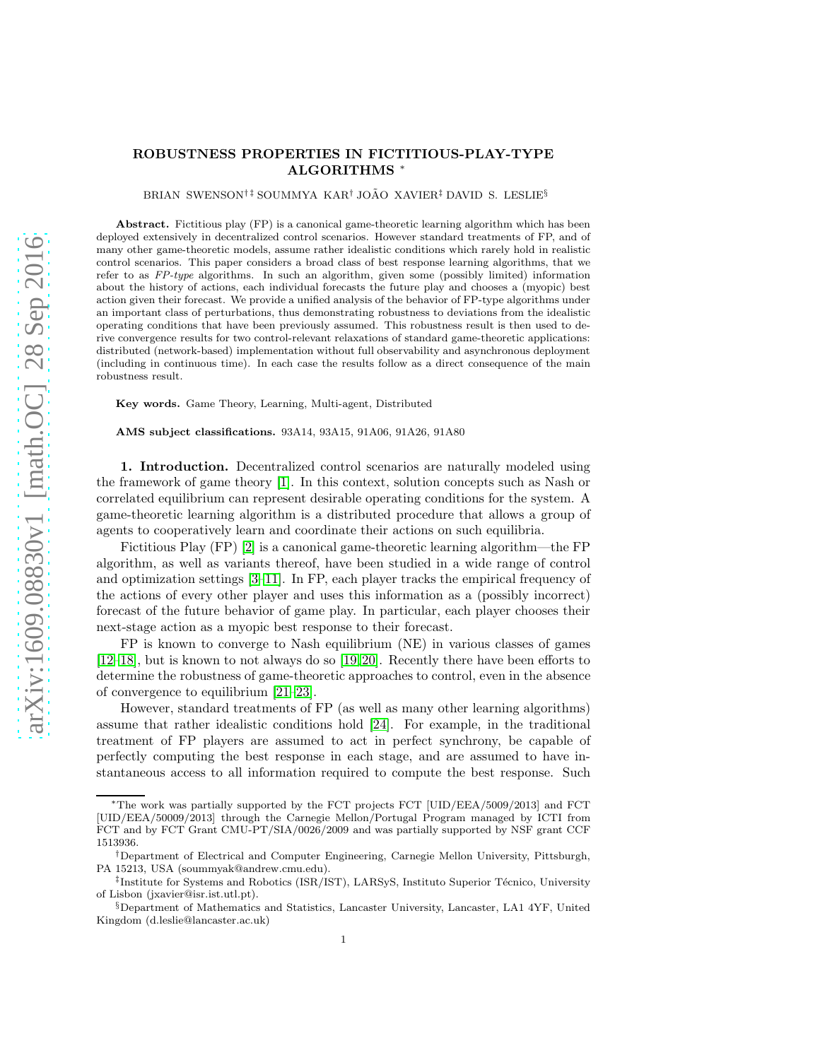# ROBUSTNESS PROPERTIES IN FICTITIOUS-PLAY-TYPE ALGORITHMS *

BRIAN SWENSON†‡ SOUMMYA KAR† JOÃO XAVIER‡ DAVID S. LESLIE§

**Abstract.** Fictitious play (FP) is a canonical game-theoretic learning algorithm which has been deployed extensively in decentralized control scenarios. However standard treatments of FP, and of many other game-theoretic models, assume rather idealistic conditions which rarely hold in realistic control scenarios. This paper considers a broad class of best response learning algorithms, that we refer to as *FP-type* algorithms. In such an algorithm, given some (possibly limited) information about the history of actions, each individual forecasts the future play and chooses a (myopic) best action given their forecast. We provide a unified analysis of the behavior of FP-type algorithms under an important class of perturbations, thus demonstrating robustness to deviations from the idealistic operating conditions that have been previously assumed. This robustness result is then used to derive convergence results for two control-relevant relaxations of standard game-theoretic applications: distributed (network-based) implementation without full observability and asynchronous deployment (including in continuous time). In each case the results follow as a direct consequence of the main robustness result.

**Key words.** Game Theory, Learning, Multi-agent, Distributed

**AMS subject classifications.** 93A14, 93A15, 91A06, 91A26, 91A80

## 1. Introduction.

Decentralized control scenarios are naturally modeled using the framework of game theory [1]. In this context, solution concepts such as Nash or correlated equilibrium can represent desirable operating conditions for the system. A game-theoretic learning algorithm is a distributed procedure that allows a group of agents to cooperatively learn and coordinate their actions on such equilibria.

Fictitious Play (FP) [2] is a canonical game-theoretic learning algorithm—the FP algorithm, as well as variants thereof, have been studied in a wide range of control and optimization settings [3–11]. In FP, each player tracks the empirical frequency of the actions of every other player and uses this information as a (possibly incorrect) forecast of the future behavior of game play. In particular, each player chooses their next-stage action as a myopic best response to their forecast.

FP is known to converge to Nash equilibrium (NE) in various classes of games [12–18], but is known to not always do so [19, 20]. Recently there have been efforts to determine the robustness of game-theoretic approaches to control, even in the absence of convergence to equilibrium [21–23].

However, standard treatments of FP (as well as many other learning algorithms) assume that rather idealistic conditions hold [24]. For example, in the traditional treatment of FP players are assumed to act in perfect synchrony, be capable of perfectly computing the best response in each stage, and are assumed to have instantaneous access to all information required to compute the best response. Such

*The work was partially supported by the FCT projects FCT [UID/EEA/5009/2013] and FCT [UID/EEA/50009/2013] through the Carnegie Mellon/Portugal Program managed by ICTI from FCT and by FCT Grant CMU-PT/SIA/0026/2009 and was partially supported by NSF grant CCF 1513936.

†Department of Electrical and Computer Engineering, Carnegie Mellon University, Pittsburgh, PA 15213, USA (soummyak@andrew.cmu.edu).

‡Institute for Systems and Robotics (ISR/IST), LARSyS, Instituto Superior Técnico, University of Lisbon (jxavier@isr.ist.utl.pt).

§Department of Mathematics and Statistics, Lancaster University, Lancaster, LA1 4YF, United Kingdom (d.leslie@lancaster.ac.uk)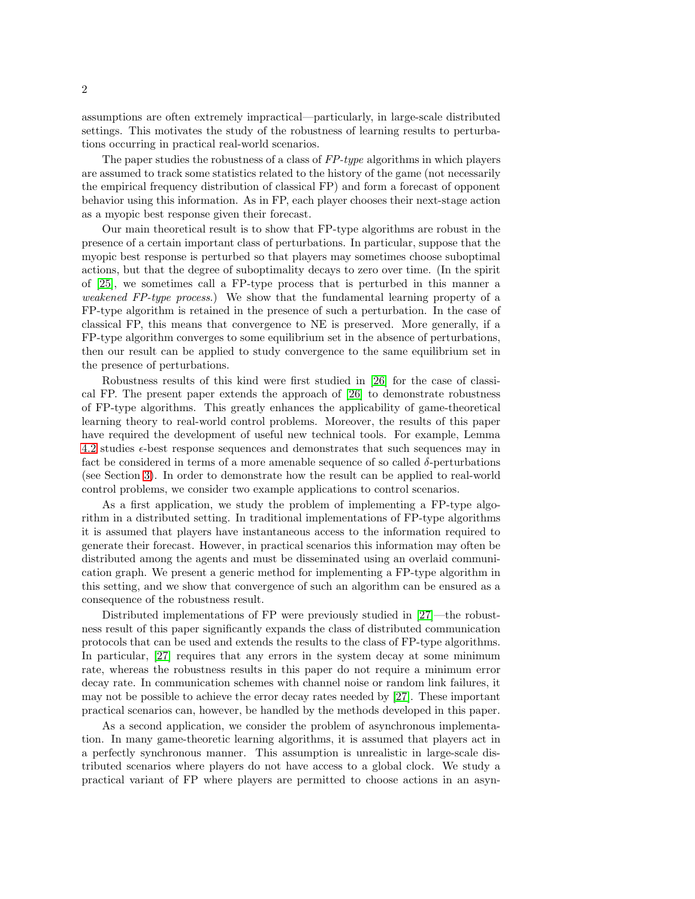assumptions are often extremely impractical—particularly, in large-scale distributed settings. This motivates the study of the robustness of learning results to perturbations occurring in practical real-world scenarios.

The paper studies the robustness of a class of *FP-type* algorithms in which players are assumed to track some statistics related to the history of the game (not necessarily the empirical frequency distribution of classical FP) and form a forecast of opponent behavior using this information. As in FP, each player chooses their next-stage action as a myopic best response given their forecast.

Our main theoretical result is to show that FP-type algorithms are robust in the presence of a certain important class of perturbations. In particular, suppose that the myopic best response is perturbed so that players may sometimes choose suboptimal actions, but that the degree of suboptimality decays to zero over time. (In the spirit of [25], we sometimes call a FP-type process that is perturbed in this manner a *weakened FP-type process*.) We show that the fundamental learning property of a FP-type algorithm is retained in the presence of such a perturbation. In the case of classical FP, this means that convergence to NE is preserved. More generally, if a FP-type algorithm converges to some equilibrium set in the absence of perturbations, then our result can be applied to study convergence to the same equilibrium set in the presence of perturbations.

Robustness results of this kind were first studied in [26] for the case of classical FP. The present paper extends the approach of [26] to demonstrate robustness of FP-type algorithms. This greatly enhances the applicability of game-theoretical learning theory to real-world control problems. Moreover, the results of this paper have required the development of useful new technical tools. For example, Lemma 4.2 studies $\epsilon$-best response sequences and demonstrates that such sequences may in fact be considered in terms of a more amenable sequence of so called $\delta$-perturbations (see Section 3). In order to demonstrate how the result can be applied to real-world control problems, we consider two example applications to control scenarios.

As a first application, we study the problem of implementing a FP-type algorithm in a distributed setting. In traditional implementations of FP-type algorithms it is assumed that players have instantaneous access to the information required to generate their forecast. However, in practical scenarios this information may often be distributed among the agents and must be disseminated using an overlaid communication graph. We present a generic method for implementing a FP-type algorithm in this setting, and we show that convergence of such an algorithm can be ensured as a consequence of the robustness result.

Distributed implementations of FP were previously studied in [27]—the robustness result of this paper significantly expands the class of distributed communication protocols that can be used and extends the results to the class of FP-type algorithms. In particular, [27] requires that any errors in the system decay at some minimum rate, whereas the robustness results in this paper do not require a minimum error decay rate. In communication schemes with channel noise or random link failures, it may not be possible to achieve the error decay rates needed by [27]. These important practical scenarios can, however, be handled by the methods developed in this paper.

As a second application, we consider the problem of asynchronous implementation. In many game-theoretic learning algorithms, it is assumed that players act in a perfectly synchronous manner. This assumption is unrealistic in large-scale distributed scenarios where players do not have access to a global clock. We study a practical variant of FP where players are permitted to choose actions in an asyn-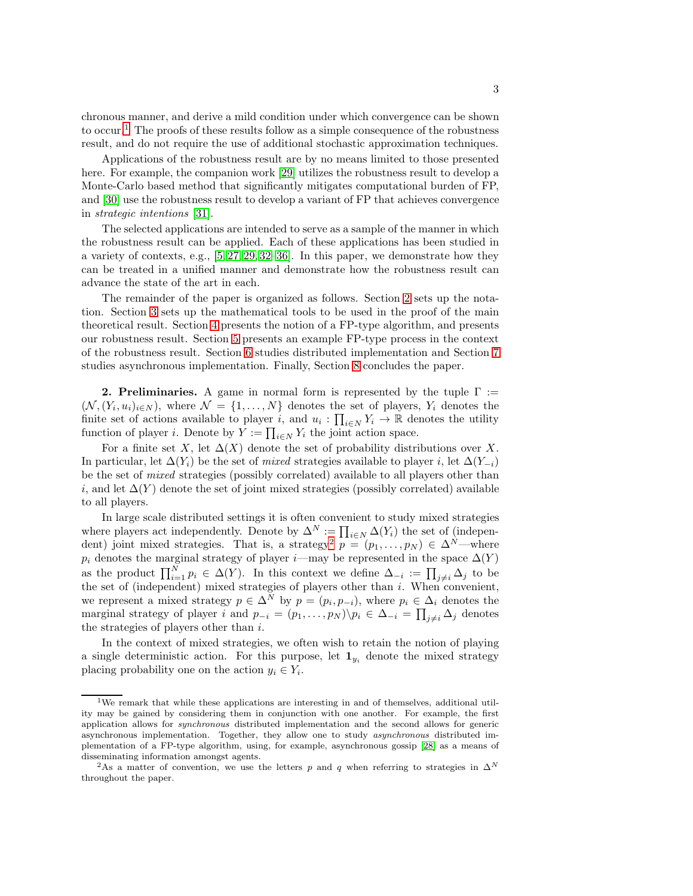chronous manner, and derive a mild condition under which convergence can be shown to occur.[1] The proofs of these results follow as a simple consequence of the robustness result, and do not require the use of additional stochastic approximation techniques.

Applications of the robustness result are by no means limited to those presented here. For example, the companion work [29] utilizes the robustness result to develop a Monte-Carlo based method that significantly mitigates computational burden of FP, and [30] use the robustness result to develop a variant of FP that achieves convergence in *strategic intentions* [31].

The selected applications are intended to serve as a sample of the manner in which the robustness result can be applied. Each of these applications has been studied in a variety of contexts, e.g., [5, 27, 29, 32–36]. In this paper, we demonstrate how they can be treated in a unified manner and demonstrate how the robustness result can advance the state of the art in each.

The remainder of the paper is organized as follows. Section 2 sets up the notation. Section 3 sets up the mathematical tools to be used in the proof of the main theoretical result. Section 4 presents the notion of a FP-type algorithm, and presents our robustness result. Section 5 presents an example FP-type process in the context of the robustness result. Section 6 studies distributed implementation and Section 7 studies asynchronous implementation. Finally, Section 8 concludes the paper.

**2. Preliminaries.** A game in normal form is represented by the tuple $\Gamma := (\mathcal{N}, (Y_i, u_i)_{i\in N})$, where $\mathcal{N} = \{1, \ldots, N\}$ denotes the set of players, $Y_i$ denotes the finite set of actions available to player $i$, and $u_i : \prod_{i\in N} Y_i \to \mathbb{R}$ denotes the utility function of player $i$. Denote by $Y := \prod_{i\in N} Y_i$ the joint action space.

For a finite set $X$, let $\Delta(X)$ denote the set of probability distributions over $X$. In particular, let $\Delta(Y_i)$ be the set of *mixed* strategies available to player $i$, let $\Delta(Y_{-i})$ be the set of *mixed* strategies (possibly correlated) available to all players other than $i$, and let $\Delta(Y)$ denote the set of joint mixed strategies (possibly correlated) available to all players.

In large scale distributed settings it is often convenient to study mixed strategies where players act independently. Denote by $\Delta^N := \prod_{i\in N} \Delta(Y_i)$ the set of (independent) joint mixed strategies. That is, a strategy[2] $p = (p_1, \ldots, p_N) \in \Delta^N$—where $p_i$ denotes the marginal strategy of player $i$—may be represented in the space $\Delta(Y)$ as the product $\prod_{i=1}^N p_i \in \Delta(Y)$. In this context we define $\Delta_{-i} := \prod_{j\neq i} \Delta_j$ to be the set of (independent) mixed strategies of players other than $i$. When convenient, we represent a mixed strategy $p \in \Delta^N$ by $p = (p_i, p_{-i})$, where $p_i \in \Delta_i$ denotes the marginal strategy of player $i$ and $p_{-i} = (p_1, \ldots, p_N)\backslash p_i \in \Delta_{-i} = \prod_{j\neq i} \Delta_j$ denotes the strategies of players other than $i$.

In the context of mixed strategies, we often wish to retain the notion of playing a single deterministic action. For this purpose, let $\mathbf{1}_{y_i}$ denote the mixed strategy placing probability one on the action $y_i \in Y_i$.

[1] We remark that while these applications are interesting in and of themselves, additional utility may be gained by considering them in conjunction with one another. For example, the first application allows for *synchronous* distributed implementation and the second allows for generic asynchronous implementation. Together, they allow one to study *asynchronous* distributed implementation of a FP-type algorithm, using, for example, asynchronous gossip [28] as a means of disseminating information amongst agents.

[2] As a matter of convention, we use the letters $p$ and $q$ when referring to strategies in $\Delta^N$ throughout the paper.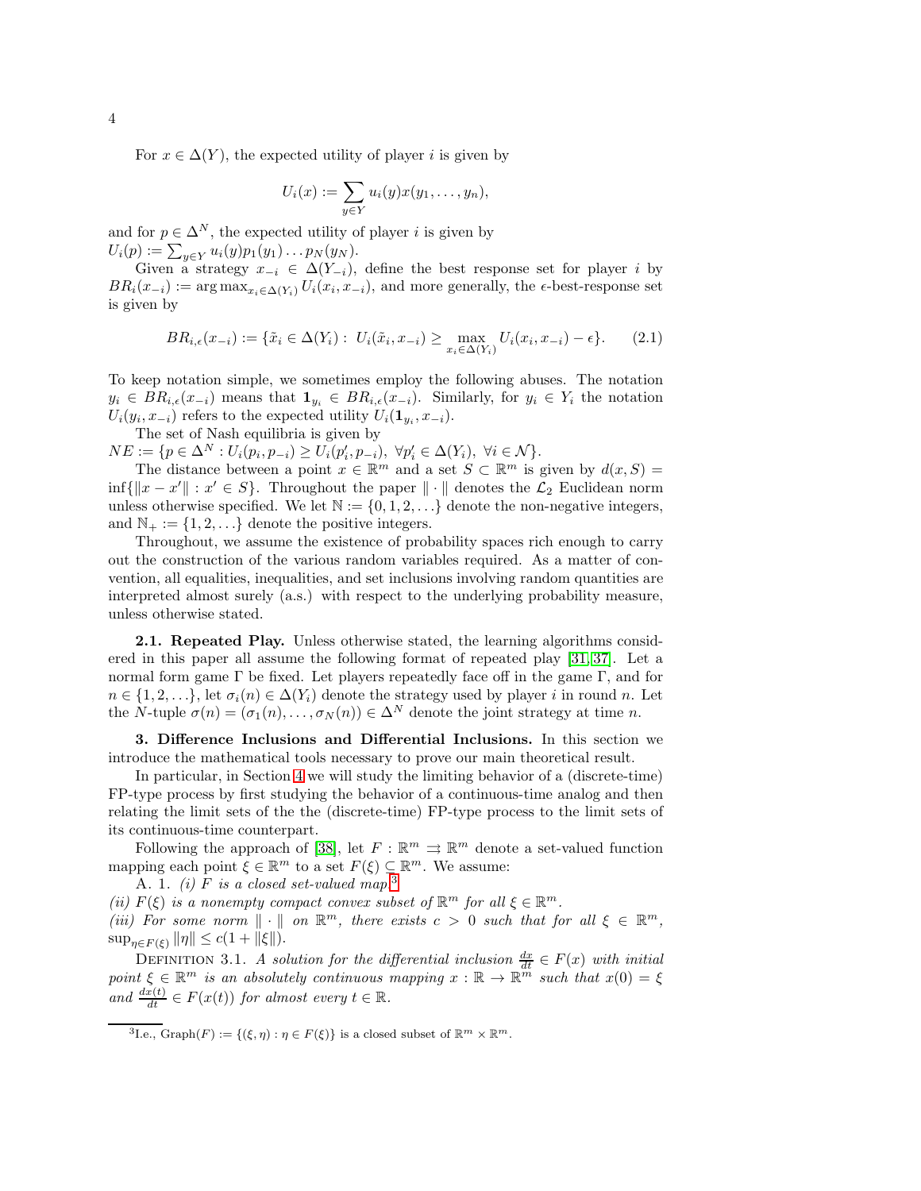For $x \in \Delta(Y)$, the expected utility of player $i$ is given by

$$U_i(x) := \sum_{y \in Y} u_i(y) x(y_1, \ldots, y_n),$$

and for $p \in \Delta^N$, the expected utility of player $i$ is given by $U_i(p) := \sum_{y \in Y} u_i(y) p_1(y_1) \ldots p_N(y_N)$.

Given a strategy $x_{-i} \in \Delta(Y_{-i})$, define the best response set for player $i$ by $BR_i(x_{-i}) := \arg\max_{x_i \in \Delta(Y_i)} U_i(x_i, x_{-i})$, and more generally, the $\epsilon$-best-response set is given by

$$BR_{i,\epsilon}(x_{-i}) := \{\tilde{x}_i \in \Delta(Y_i) : \; U_i(\tilde{x}_i, x_{-i}) \geq \max_{x_i \in \Delta(Y_i)} U_i(x_i, x_{-i}) - \epsilon\}. \tag{2.1}$$

To keep notation simple, we sometimes employ the following abuses. The notation $y_i \in BR_{i,\epsilon}(x_{-i})$ means that $\mathbf{1}_{y_i} \in BR_{i,\epsilon}(x_{-i})$. Similarly, for $y_i \in Y_i$ the notation $U_i(y_i, x_{-i})$ refers to the expected utility $U_i(\mathbf{1}_{y_i}, x_{-i})$.

The set of Nash equilibria is given by $NE := \{p \in \Delta^N : U_i(p_i, p_{-i}) \geq U_i(p'_i, p_{-i}), \; \forall p'_i \in \Delta(Y_i), \; \forall i \in \mathcal{N}\}$.

The distance between a point $x \in \mathbb{R}^m$ and a set $S \subset \mathbb{R}^m$ is given by $d(x, S) = \inf\{\|x - x'\| : x' \in S\}$. Throughout the paper $\|\cdot\|$ denotes the $\mathcal{L}_2$ Euclidean norm unless otherwise specified. We let $\mathbb{N} := \{0, 1, 2, \ldots\}$ denote the non-negative integers, and $\mathbb{N}_+ := \{1, 2, \ldots\}$ denote the positive integers.

Throughout, we assume the existence of probability spaces rich enough to carry out the construction of the various random variables required. As a matter of convention, all equalities, inequalities, and set inclusions involving random quantities are interpreted almost surely (a.s.) with respect to the underlying probability measure, unless otherwise stated.

**2.1. Repeated Play.** Unless otherwise stated, the learning algorithms considered in this paper all assume the following format of repeated play [31, 37]. Let a normal form game $\Gamma$ be fixed. Let players repeatedly face off in the game $\Gamma$, and for $n \in \{1, 2, \ldots\}$, let $\sigma_i(n) \in \Delta(Y_i)$ denote the strategy used by player $i$ in round $n$. Let the $N$-tuple $\sigma(n) = (\sigma_1(n), \ldots, \sigma_N(n)) \in \Delta^N$ denote the joint strategy at time $n$.

## 3. Difference Inclusions and Differential Inclusions.

In this section we introduce the mathematical tools necessary to prove our main theoretical result.

In particular, in Section 4 we will study the limiting behavior of a (discrete-time) FP-type process by first studying the behavior of a continuous-time analog and then relating the limit sets of the the (discrete-time) FP-type process to the limit sets of its continuous-time counterpart.

Following the approach of [38], let $F : \mathbb{R}^m \rightrightarrows \mathbb{R}^m$ denote a set-valued function mapping each point $\xi \in \mathbb{R}^m$ to a set $F(\xi) \subseteq \mathbb{R}^m$. We assume:

A. 1. *(i) $F$ is a closed set-valued map.*[3]
*(ii) $F(\xi)$ is a nonempty compact convex subset of $\mathbb{R}^m$ for all $\xi \in \mathbb{R}^m$.*
*(iii) For some norm $\|\cdot\|$ on $\mathbb{R}^m$, there exists $c > 0$ such that for all $\xi \in \mathbb{R}^m$, $\sup_{\eta \in F(\xi)} \|\eta\| \leq c(1 + \|\xi\|)$.*

Definition 3.1. *A solution for the differential inclusion $\frac{dx}{dt} \in F(x)$ with initial point $\xi \in \mathbb{R}^m$ is an absolutely continuous mapping $x : \mathbb{R} \to \mathbb{R}^m$ such that $x(0) = \xi$ and $\frac{dx(t)}{dt} \in F(x(t))$ for almost every $t \in \mathbb{R}$.*

[3] I.e., $\text{Graph}(F) := \{(\xi, \eta) : \eta \in F(\xi)\}$ is a closed subset of $\mathbb{R}^m \times \mathbb{R}^m$.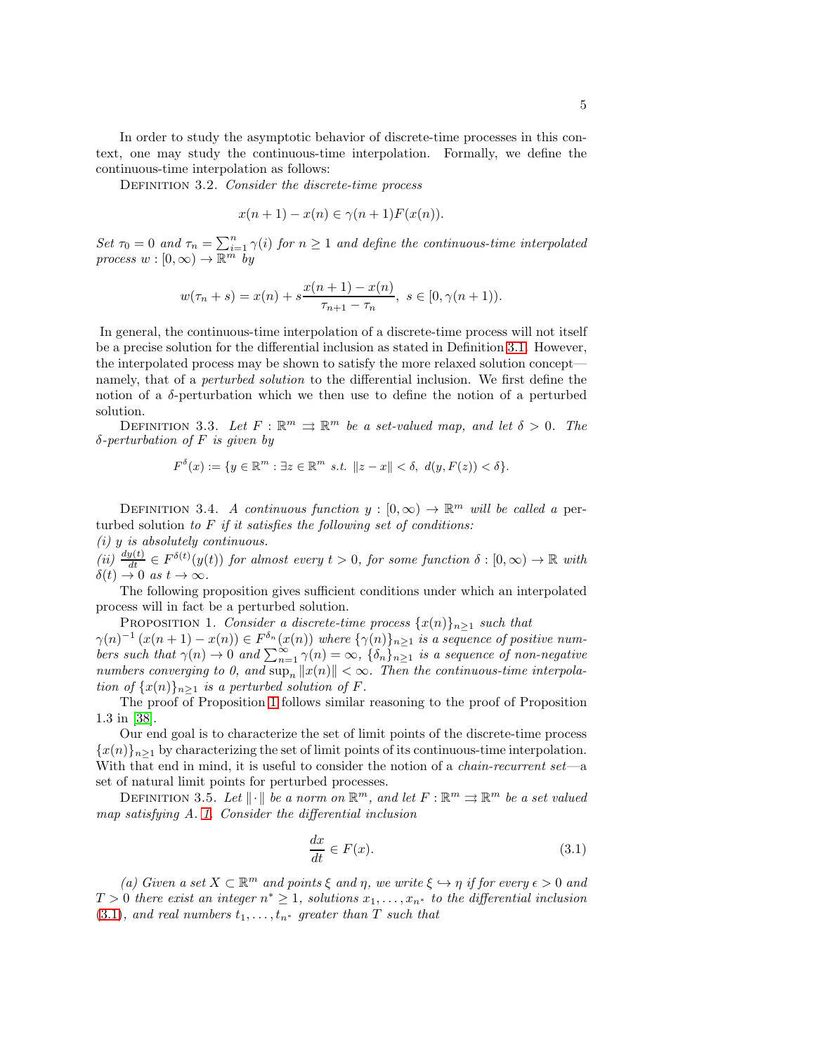In order to study the asymptotic behavior of discrete-time processes in this context, one may study the continuous-time interpolation. Formally, we define the continuous-time interpolation as follows:

Definition 3.2. *Consider the discrete-time process*

$$x(n+1) - x(n) \in \gamma(n+1)F(x(n)).$$

*Set $\tau_0 = 0$ and $\tau_n = \sum_{i=1}^n \gamma(i)$ for $n \geq 1$ and define the continuous-time interpolated process $w : [0, \infty) \to \mathbb{R}^m$ by*

$$w(\tau_n + s) = x(n) + s\frac{x(n+1) - x(n)}{\tau_{n+1} - \tau_n}, \; s \in [0, \gamma(n+1)).$$

In general, the continuous-time interpolation of a discrete-time process will not itself be a precise solution for the differential inclusion as stated in Definition 3.1. However, the interpolated process may be shown to satisfy the more relaxed solution concept—namely, that of a *perturbed solution* to the differential inclusion. We first define the notion of a $\delta$-perturbation which we then use to define the notion of a perturbed solution.

Definition 3.3. *Let $F : \mathbb{R}^m \rightrightarrows \mathbb{R}^m$ be a set-valued map, and let $\delta > 0$. The $\delta$-perturbation of $F$ is given by*

$$F^\delta(x) := \{y \in \mathbb{R}^m : \exists z \in \mathbb{R}^m \text{ s.t. } \|z - x\| < \delta, \; d(y, F(z)) < \delta\}.$$

Definition 3.4. *A continuous function $y : [0, \infty) \to \mathbb{R}^m$ will be called a* perturbed solution *to $F$ if it satisfies the following set of conditions:*
*(i) $y$ is absolutely continuous.*
*(ii) $\frac{dy(t)}{dt} \in F^{\delta(t)}(y(t))$ for almost every $t > 0$, for some function $\delta : [0, \infty) \to \mathbb{R}$ with $\delta(t) \to 0$ as $t \to \infty$.*

The following proposition gives sufficient conditions under which an interpolated process will in fact be a perturbed solution.

Proposition 1. *Consider a discrete-time process $\{x(n)\}_{n\geq 1}$ such that $\gamma(n)^{-1}(x(n+1) - x(n)) \in F^{\delta_n}(x(n))$ where $\{\gamma(n)\}_{n\geq 1}$ is a sequence of positive numbers such that $\gamma(n) \to 0$ and $\sum_{n=1}^\infty \gamma(n) = \infty$, $\{\delta_n\}_{n\geq 1}$ is a sequence of non-negative numbers converging to 0, and $\sup_n \|x(n)\| < \infty$. Then the continuous-time interpolation of $\{x(n)\}_{n\geq 1}$ is a perturbed solution of $F$.*

The proof of Proposition 1 follows similar reasoning to the proof of Proposition 1.3 in [38].

Our end goal is to characterize the set of limit points of the discrete-time process $\{x(n)\}_{n\geq 1}$ by characterizing the set of limit points of its continuous-time interpolation. With that end in mind, it is useful to consider the notion of a *chain-recurrent set*—a set of natural limit points for perturbed processes.

Definition 3.5. *Let $\|\cdot\|$ be a norm on $\mathbb{R}^m$, and let $F : \mathbb{R}^m \rightrightarrows \mathbb{R}^m$ be a set valued map satisfying A. 1. Consider the differential inclusion*

$$\frac{dx}{dt} \in F(x). \tag{3.1}$$

*(a) Given a set $X \subset \mathbb{R}^m$ and points $\xi$ and $\eta$, we write $\xi \hookrightarrow \eta$ if for every $\epsilon > 0$ and $T > 0$ there exist an integer $n^* \geq 1$, solutions $x_1, \ldots, x_{n^*}$ to the differential inclusion (3.1), and real numbers $t_1, \ldots, t_{n^*}$ greater than $T$ such that*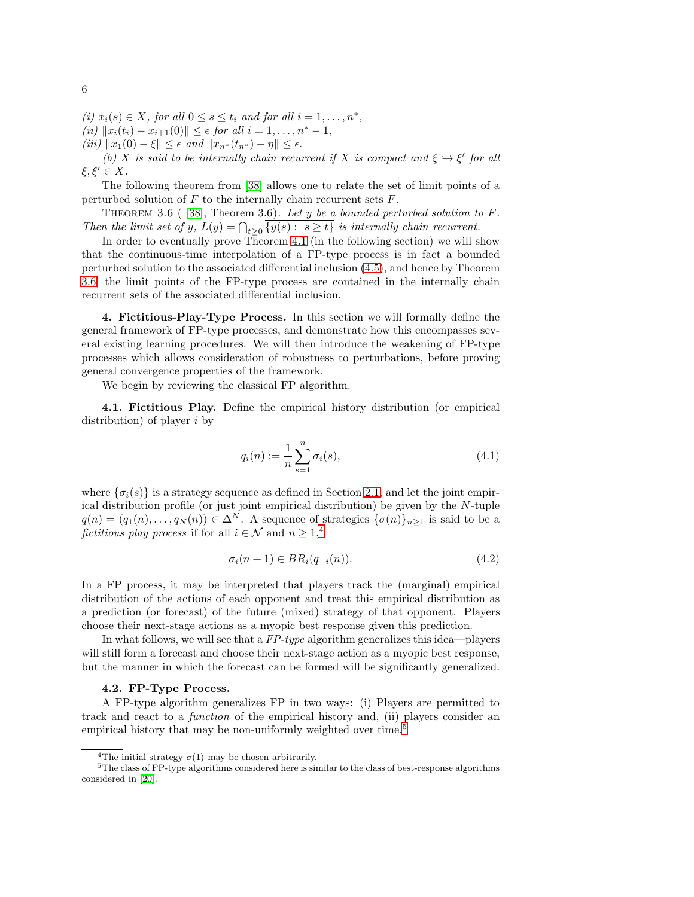*(i)* $x_i(s) \in X$, *for all* $0 \le s \le t_i$ *and for all* $i = 1, \ldots, n^*$,
*(ii)* $\|x_i(t_i) - x_{i+1}(0)\| \le \epsilon$ *for all* $i = 1, \ldots, n^* - 1$,
*(iii)* $\|x_1(0) - \xi\| \le \epsilon$ *and* $\|x_{n^*}(t_{n^*}) - \eta\| \le \epsilon$.

*(b)* $X$ *is said to be internally chain recurrent if* $X$ *is compact and* $\xi \hookrightarrow \xi'$ *for all* $\xi, \xi' \in X$.

The following theorem from [38] allows one to relate the set of limit points of a perturbed solution of $F$ to the internally chain recurrent sets $F$.

Theorem 3.6 ( [38], Theorem 3.6). *Let* $y$ *be a bounded perturbed solution to* $F$. *Then the limit set of* $y$, $L(y) = \bigcap_{t \ge 0} \overline{\{y(s) : \ s \ge t\}}$ *is internally chain recurrent.*

In order to eventually prove Theorem 4.1 (in the following section) we will show that the continuous-time interpolation of a FP-type process is in fact a bounded perturbed solution to the associated differential inclusion (4.5), and hence by Theorem 3.6 the limit points of the FP-type process are contained in the internally chain recurrent sets of the associated differential inclusion.

## 4. Fictitious-Play-Type Process.

In this section we will formally define the general framework of FP-type processes, and demonstrate how this encompasses several existing learning procedures. We will then introduce the weakening of FP-type processes which allows consideration of robustness to perturbations, before proving general convergence properties of the framework.

We begin by reviewing the classical FP algorithm.

### 4.1. Fictitious Play.

Define the empirical history distribution (or empirical distribution) of player $i$ by

$$q_i(n) := \frac{1}{n} \sum_{s=1}^{n} \sigma_i(s), \tag{4.1}$$

where $\{\sigma_i(s)\}$ is a strategy sequence as defined in Section 2.1, and let the joint empirical distribution profile (or just joint empirical distribution) be given by the $N$-tuple $q(n) = (q_1(n), \ldots, q_N(n)) \in \Delta^N$. A sequence of strategies $\{\sigma(n)\}_{n \ge 1}$ is said to be a *fictitious play process* if for all $i \in \mathcal{N}$ and $n \ge 1$,[4]

$$\sigma_i(n+1) \in BR_i(q_{-i}(n)). \tag{4.2}$$

In a FP process, it may be interpreted that players track the (marginal) empirical distribution of the actions of each opponent and treat this empirical distribution as a prediction (or forecast) of the future (mixed) strategy of that opponent. Players choose their next-stage actions as a myopic best response given this prediction.

In what follows, we will see that a *FP-type* algorithm generalizes this idea—players will still form a forecast and choose their next-stage action as a myopic best response, but the manner in which the forecast can be formed will be significantly generalized.

### 4.2. FP-Type Process.

A FP-type algorithm generalizes FP in two ways: (i) Players are permitted to track and react to a *function* of the empirical history and, (ii) players consider an empirical history that may be non-uniformly weighted over time.[5]

---

[4] The initial strategy $\sigma(1)$ may be chosen arbitrarily.

[5] The class of FP-type algorithms considered here is similar to the class of best-response algorithms considered in [20].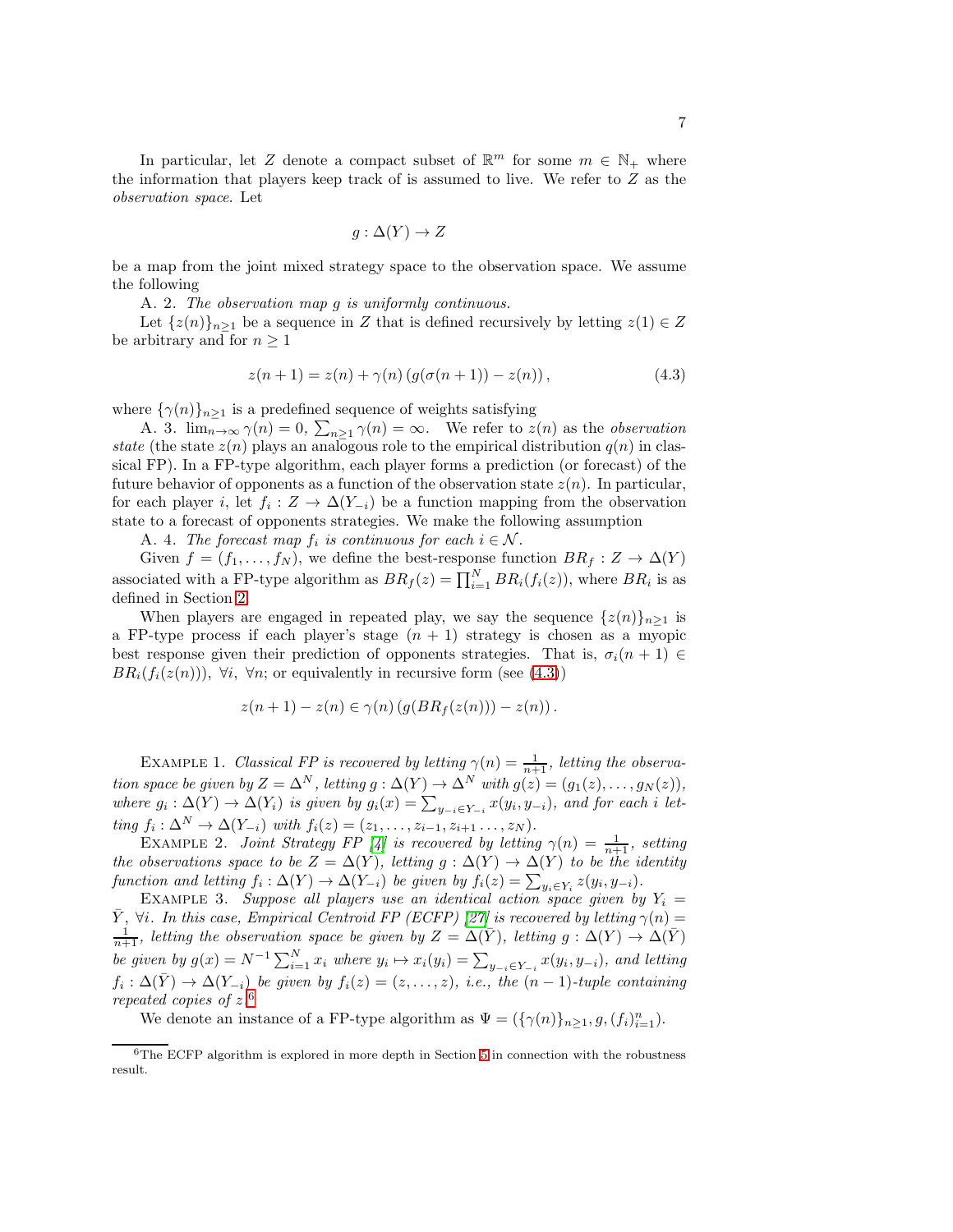In particular, let $Z$ denote a compact subset of $\mathbb{R}^m$ for some $m \in \mathbb{N}_+$ where the information that players keep track of is assumed to live. We refer to $Z$ as the *observation space*. Let

$$g : \Delta(Y) \to Z$$

be a map from the joint mixed strategy space to the observation space. We assume the following

A. 2. *The observation map $g$ is uniformly continuous.*

Let $\{z(n)\}_{n\geq 1}$ be a sequence in $Z$ that is defined recursively by letting $z(1) \in Z$ be arbitrary and for $n \geq 1$

$$z(n+1) = z(n) + \gamma(n) \left( g(\sigma(n+1)) - z(n) \right), \tag{4.3}$$

where $\{\gamma(n)\}_{n\geq 1}$ is a predefined sequence of weights satisfying

A. 3. $\lim_{n\to\infty} \gamma(n) = 0$, $\sum_{n\geq 1} \gamma(n) = \infty$. We refer to $z(n)$ as the *observation state* (the state $z(n)$ plays an analogous role to the empirical distribution $q(n)$ in classical FP). In a FP-type algorithm, each player forms a prediction (or forecast) of the future behavior of opponents as a function of the observation state $z(n)$. In particular, for each player $i$, let $f_i : Z \to \Delta(Y_{-i})$ be a function mapping from the observation state to a forecast of opponents strategies. We make the following assumption

A. 4. *The forecast map $f_i$ is continuous for each $i \in \mathcal{N}$.*

Given $f = (f_1, \ldots, f_N)$, we define the best-response function $BR_f : Z \to \Delta(Y)$ associated with a FP-type algorithm as $BR_f(z) = \prod_{i=1}^N BR_i(f_i(z))$, where $BR_i$ is as defined in Section 2.

When players are engaged in repeated play, we say the sequence $\{z(n)\}_{n\geq 1}$ is a FP-type process if each player's stage $(n+1)$ strategy is chosen as a myopic best response given their prediction of opponents strategies. That is, $\sigma_i(n+1) \in BR_i(f_i(z(n)))$, $\forall i$, $\forall n$; or equivalently in recursive form (see (4.3))

$$z(n+1) - z(n) \in \gamma(n) \left( g(BR_f(z(n))) - z(n) \right).$$

Example 1. *Classical FP is recovered by letting $\gamma(n) = \frac{1}{n+1}$, letting the observation space be given by $Z = \Delta^N$, letting $g : \Delta(Y) \to \Delta^N$ with $g(z) = (g_1(z), \ldots, g_N(z))$, where $g_i : \Delta(Y) \to \Delta(Y_i)$ is given by $g_i(x) = \sum_{y_{-i}\in Y_{-i}} x(y_i, y_{-i})$, and for each $i$ letting $f_i : \Delta^N \to \Delta(Y_{-i})$ with $f_i(z) = (z_1, \ldots, z_{i-1}, z_{i+1} \ldots, z_N)$.*

Example 2. *Joint Strategy FP [4] is recovered by letting $\gamma(n) = \frac{1}{n+1}$, setting the observations space to be $Z = \Delta(Y)$, letting $g : \Delta(Y) \to \Delta(Y)$ to be the identity function and letting $f_i : \Delta(Y) \to \Delta(Y_{-i})$ be given by $f_i(z) = \sum_{y_i\in Y_i} z(y_i, y_{-i})$.*

Example 3. *Suppose all players use an identical action space given by $Y_i = \bar{Y}$, $\forall i$. In this case, Empirical Centroid FP (ECFP) [27] is recovered by letting $\gamma(n) = \frac{1}{n+1}$, letting the observation space be given by $Z = \Delta(\bar{Y})$, letting $g : \Delta(Y) \to \Delta(\bar{Y})$ be given by $g(x) = N^{-1} \sum_{i=1}^N x_i$ where $y_i \mapsto x_i(y_i) = \sum_{y_{-i}\in Y_{-i}} x(y_i, y_{-i})$, and letting $f_i : \Delta(\bar{Y}) \to \Delta(Y_{-i})$ be given by $f_i(z) = (z, \ldots, z)$, i.e., the $(n-1)$-tuple containing repeated copies of $z$.*[6]

We denote an instance of a FP-type algorithm as $\Psi = (\{\gamma(n)\}_{n\geq 1}, g, (f_i)_{i=1}^n)$.

[6] The ECFP algorithm is explored in more depth in Section 5 in connection with the robustness result.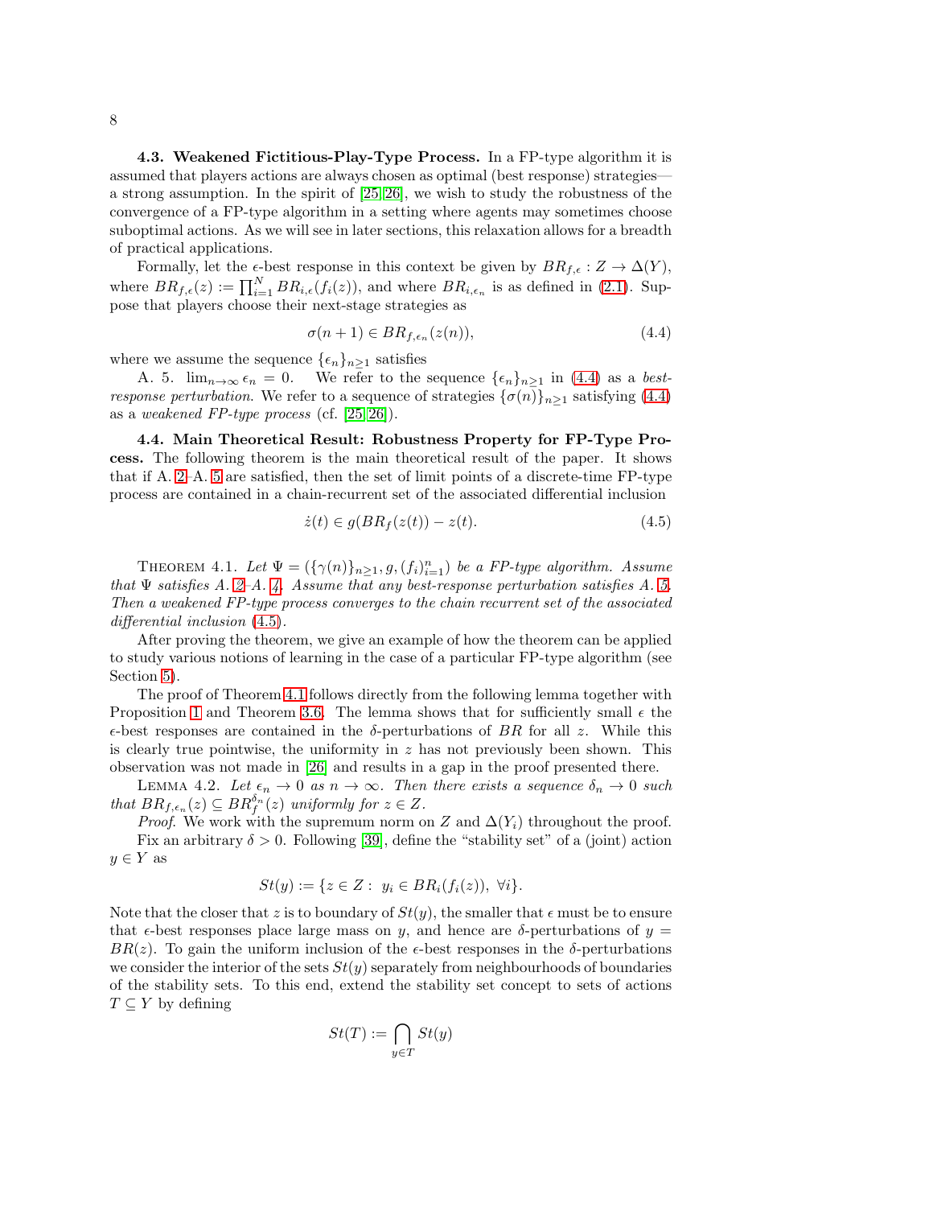**4.3. Weakened Fictitious-Play-Type Process.** In a FP-type algorithm it is assumed that players actions are always chosen as optimal (best response) strategies—a strong assumption. In the spirit of [25, 26], we wish to study the robustness of the convergence of a FP-type algorithm in a setting where agents may sometimes choose suboptimal actions. As we will see in later sections, this relaxation allows for a breadth of practical applications.

Formally, let the $\epsilon$-best response in this context be given by $BR_{f,\epsilon} : Z \to \Delta(Y)$, where $BR_{f,\epsilon}(z) := \prod_{i=1}^{N} BR_{i,\epsilon}(f_i(z))$, and where $BR_{i,\epsilon_n}$ is as defined in (2.1). Suppose that players choose their next-stage strategies as

$$\sigma(n+1) \in BR_{f,\epsilon_n}(z(n)), \tag{4.4}$$

where we assume the sequence $\{\epsilon_n\}_{n\geq 1}$ satisfies

A. 5. $\lim_{n\to\infty} \epsilon_n = 0$. We refer to the sequence $\{\epsilon_n\}_{n\geq 1}$ in (4.4) as a *best-response perturbation*. We refer to a sequence of strategies $\{\sigma(n)\}_{n\geq 1}$ satisfying (4.4) as a *weakened FP-type process* (cf. [25, 26]).

**4.4. Main Theoretical Result: Robustness Property for FP-Type Process.** The following theorem is the main theoretical result of the paper. It shows that if A. 2–A. 5 are satisfied, then the set of limit points of a discrete-time FP-type process are contained in a chain-recurrent set of the associated differential inclusion

$$\dot{z}(t) \in g(BR_f(z(t)) - z(t). \tag{4.5}$$

THEOREM 4.1. *Let $\Psi = (\{\gamma(n)\}_{n\geq 1}, g, (f_i)_{i=1}^{n})$ be a FP-type algorithm. Assume that $\Psi$ satisfies A. 2–A. 4. Assume that any best-response perturbation satisfies A. 5. Then a weakened FP-type process converges to the chain recurrent set of the associated differential inclusion (4.5).*

After proving the theorem, we give an example of how the theorem can be applied to study various notions of learning in the case of a particular FP-type algorithm (see Section 5).

The proof of Theorem 4.1 follows directly from the following lemma together with Proposition 1 and Theorem 3.6. The lemma shows that for sufficiently small $\epsilon$ the $\epsilon$-best responses are contained in the $\delta$-perturbations of $BR$ for all $z$. While this is clearly true pointwise, the uniformity in $z$ has not previously been shown. This observation was not made in [26] and results in a gap in the proof presented there.

LEMMA 4.2. *Let $\epsilon_n \to 0$ as $n \to \infty$. Then there exists a sequence $\delta_n \to 0$ such that $BR_{f,\epsilon_n}(z) \subseteq BR_f^{\delta_n}(z)$ uniformly for $z \in Z$.*

*Proof.* We work with the supremum norm on $Z$ and $\Delta(Y_i)$ throughout the proof.

Fix an arbitrary $\delta > 0$. Following [39], define the "stability set" of a (joint) action $y \in Y$ as

$$St(y) := \{z \in Z : \; y_i \in BR_i(f_i(z)), \; \forall i\}.$$

Note that the closer that $z$ is to boundary of $St(y)$, the smaller that $\epsilon$ must be to ensure that $\epsilon$-best responses place large mass on $y$, and hence are $\delta$-perturbations of $y = BR(z)$. To gain the uniform inclusion of the $\epsilon$-best responses in the $\delta$-perturbations we consider the interior of the sets $St(y)$ separately from neighbourhoods of boundaries of the stability sets. To this end, extend the stability set concept to sets of actions $T \subseteq Y$ by defining

$$St(T) := \bigcap_{y\in T} St(y)$$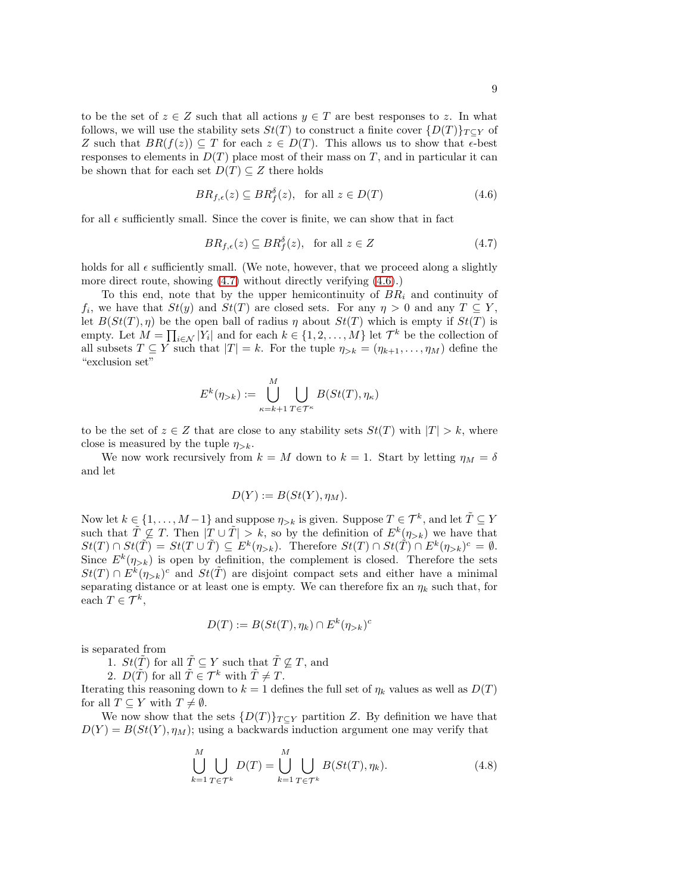to be the set of $z \in Z$ such that all actions $y \in T$ are best responses to $z$. In what follows, we will use the stability sets $St(T)$ to construct a finite cover $\{D(T)\}_{T\subseteq Y}$ of $Z$ such that $BR(f(z)) \subseteq T$ for each $z \in D(T)$. This allows us to show that $\epsilon$-best responses to elements in $D(T)$ place most of their mass on $T$, and in particular it can be shown that for each set $D(T) \subseteq Z$ there holds

$$BR_{f,\epsilon}(z) \subseteq BR_f^\delta(z), \quad \text{for all } z \in D(T) \tag{4.6}$$

for all $\epsilon$ sufficiently small. Since the cover is finite, we can show that in fact

$$BR_{f,\epsilon}(z) \subseteq BR_f^\delta(z), \quad \text{for all } z \in Z \tag{4.7}$$

holds for all $\epsilon$ sufficiently small. (We note, however, that we proceed along a slightly more direct route, showing (4.7) without directly verifying (4.6).)

To this end, note that by the upper hemicontinuity of $BR_i$ and continuity of $f_i$, we have that $St(y)$ and $St(T)$ are closed sets. For any $\eta > 0$ and any $T \subseteq Y$, let $B(St(T), \eta)$ be the open ball of radius $\eta$ about $St(T)$ which is empty if $St(T)$ is empty. Let $M = \prod_{i\in\mathcal{N}} |Y_i|$ and for each $k \in \{1, 2, \ldots, M\}$ let $\mathcal{T}^k$ be the collection of all subsets $T \subseteq Y$ such that $|T| = k$. For the tuple $\eta_{>k} = (\eta_{k+1}, \ldots, \eta_M)$ define the "exclusion set"

$$E^k(\eta_{>k}) := \bigcup_{\kappa=k+1}^{M} \bigcup_{T\in\mathcal{T}^\kappa} B(St(T), \eta_\kappa)$$

to be the set of $z \in Z$ that are close to any stability sets $St(T)$ with $|T| > k$, where close is measured by the tuple $\eta_{>k}$.

We now work recursively from $k = M$ down to $k = 1$. Start by letting $\eta_M = \delta$ and let

$$D(Y) := B(St(Y), \eta_M).$$

Now let $k \in \{1, \ldots, M-1\}$ and suppose $\eta_{>k}$ is given. Suppose $T \in \mathcal{T}^k$, and let $\tilde{T} \subseteq Y$ such that $\tilde{T} \not\subseteq T$. Then $|T \cup \tilde{T}| > k$, so by the definition of $E^k(\eta_{>k})$ we have that $St(T) \cap St(\tilde{T}) = St(T \cup \tilde{T}) \subseteq E^k(\eta_{>k})$. Therefore $St(T) \cap St(\tilde{T}) \cap E^k(\eta_{>k})^c = \emptyset$. Since $E^k(\eta_{>k})$ is open by definition, the complement is closed. Therefore the sets $St(T) \cap E^k(\eta_{>k})^c$ and $St(\tilde{T})$ are disjoint compact sets and either have a minimal separating distance or at least one is empty. We can therefore fix an $\eta_k$ such that, for each $T \in \mathcal{T}^k$,

$$D(T) := B(St(T), \eta_k) \cap E^k(\eta_{>k})^c$$

is separated from

1. $St(\tilde{T})$ for all $\tilde{T} \subseteq Y$ such that $\tilde{T} \not\subseteq T$, and
2. $D(\tilde{T})$ for all $\tilde{T} \in \mathcal{T}^k$ with $\tilde{T} \neq T$.

Iterating this reasoning down to $k = 1$ defines the full set of $\eta_k$ values as well as $D(T)$ for all $T \subseteq Y$ with $T \neq \emptyset$.

We now show that the sets $\{D(T)\}_{T\subseteq Y}$ partition $Z$. By definition we have that $D(Y) = B(St(Y), \eta_M)$; using a backwards induction argument one may verify that

$$\bigcup_{k=1}^{M} \bigcup_{T\in\mathcal{T}^k} D(T) = \bigcup_{k=1}^{M} \bigcup_{T\in\mathcal{T}^k} B(St(T), \eta_k). \tag{4.8}$$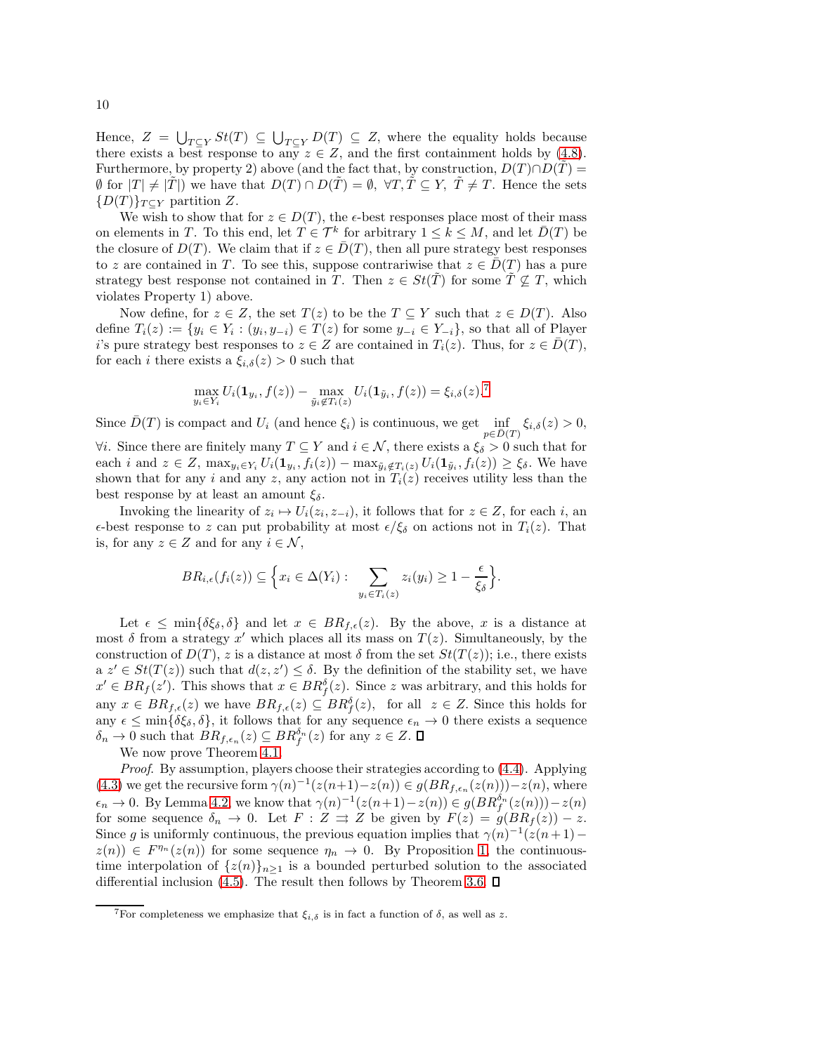Hence, $Z = \bigcup_{T\subseteq Y} St(T) \subseteq \bigcup_{T\subseteq Y} D(T) \subseteq Z$, where the equality holds because there exists a best response to any $z \in Z$, and the first containment holds by (4.8). Furthermore, by property 2) above (and the fact that, by construction, $D(T)\cap D(\tilde{T}) = \emptyset$ for $|T| \neq |\tilde{T}|$) we have that $D(T) \cap D(\tilde{T}) = \emptyset,\ \forall T, \tilde{T} \subseteq Y,\ \tilde{T} \neq T$. Hence the sets $\{D(T)\}_{T\subseteq Y}$ partition $Z$.

We wish to show that for $z \in D(T)$, the $\epsilon$-best responses place most of their mass on elements in $T$. To this end, let $T \in \mathcal{T}^k$ for arbitrary $1 \leq k \leq M$, and let $\bar{D}(T)$ be the closure of $D(T)$. We claim that if $z \in \bar{D}(T)$, then all pure strategy best responses to $z$ are contained in $T$. To see this, suppose contrariwise that $z \in \bar{D}(T)$ has a pure strategy best response not contained in $T$. Then $z \in St(\tilde{T})$ for some $\tilde{T} \not\subseteq T$, which violates Property 1) above.

Now define, for $z \in Z$, the set $T(z)$ to be the $T \subseteq Y$ such that $z \in D(T)$. Also define $T_i(z) := \{y_i \in Y_i : (y_i, y_{-i}) \in T(z) \text{ for some } y_{-i} \in Y_{-i}\}$, so that all of Player $i$'s pure strategy best responses to $z \in Z$ are contained in $T_i(z)$. Thus, for $z \in \bar{D}(T)$, for each $i$ there exists a $\xi_{i,\delta}(z) > 0$ such that

$$\max_{y_i\in Y_i} U_i(\mathbf{1}_{y_i}, f(z)) - \max_{\tilde{y}_i \notin T_i(z)} U_i(\mathbf{1}_{\tilde{y}_i}, f(z)) = \xi_{i,\delta}(z).^{7}$$

Since $\bar{D}(T)$ is compact and $U_i$ (and hence $\xi_i$) is continuous, we get $\inf_{p\in\bar{D}(T)} \xi_{i,\delta}(z) > 0$, $\forall i$. Since there are finitely many $T \subseteq Y$ and $i \in \mathcal{N}$, there exists a $\xi_\delta > 0$ such that for each $i$ and $z \in Z$, $\max_{y_i\in Y_i} U_i(\mathbf{1}_{y_i}, f_i(z)) - \max_{\tilde{y}_i\notin T_i(z)} U_i(\mathbf{1}_{\tilde{y}_i}, f_i(z)) \geq \xi_\delta$. We have shown that for any $i$ and any $z$, any action not in $T_i(z)$ receives utility less than the best response by at least an amount $\xi_\delta$.

Invoking the linearity of $z_i \mapsto U_i(z_i, z_{-i})$, it follows that for $z \in Z$, for each $i$, an $\epsilon$-best response to $z$ can put probability at most $\epsilon/\xi_\delta$ on actions not in $T_i(z)$. That is, for any $z \in Z$ and for any $i \in \mathcal{N}$,

$$BR_{i,\epsilon}(f_i(z)) \subseteq \Big\{x_i \in \Delta(Y_i) : \sum_{y_i\in T_i(z)} z_i(y_i) \geq 1 - \frac{\epsilon}{\xi_\delta}\Big\}.$$

Let $\epsilon \leq \min\{\delta\xi_\delta, \delta\}$ and let $x \in BR_{f,\epsilon}(z)$. By the above, $x$ is a distance at most $\delta$ from a strategy $x'$ which places all its mass on $T(z)$. Simultaneously, by the construction of $D(T)$, $z$ is a distance at most $\delta$ from the set $St(T(z))$; i.e., there exists a $z' \in St(T(z))$ such that $d(z, z') \leq \delta$. By the definition of the stability set, we have $x' \in BR_f(z')$. This shows that $x \in BR_f^\delta(z)$. Since $z$ was arbitrary, and this holds for any $x \in BR_{f,\epsilon}(z)$ we have $BR_{f,\epsilon}(z) \subseteq BR_f^\delta(z)$, for all $z \in Z$. Since this holds for any $\epsilon \leq \min\{\delta\xi_\delta, \delta\}$, it follows that for any sequence $\epsilon_n \to 0$ there exists a sequence $\delta_n \to 0$ such that $BR_{f,\epsilon_n}(z) \subseteq BR_f^{\delta_n}(z)$ for any $z \in Z$. ∎

We now prove Theorem 4.1.

*Proof.* By assumption, players choose their strategies according to (4.4). Applying (4.3) we get the recursive form $\gamma(n)^{-1}(z(n+1)-z(n)) \in g(BR_{f,\epsilon_n}(z(n)))-z(n)$, where $\epsilon_n \to 0$. By Lemma 4.2, we know that $\gamma(n)^{-1}(z(n+1)-z(n)) \in g(BR_f^{\delta_n}(z(n)))-z(n)$ for some sequence $\delta_n \to 0$. Let $F : Z \rightrightarrows Z$ be given by $F(z) = g(BR_f(z)) - z$. Since $g$ is uniformly continuous, the previous equation implies that $\gamma(n)^{-1}(z(n+1) - z(n)) \in F^{\eta_n}(z(n))$ for some sequence $\eta_n \to 0$. By Proposition 1, the continuous-time interpolation of $\{z(n)\}_{n\geq 1}$ is a bounded perturbed solution to the associated differential inclusion (4.5). The result then follows by Theorem 3.6. ∎

---

[7] For completeness we emphasize that $\xi_{i,\delta}$ is in fact a function of $\delta$, as well as $z$.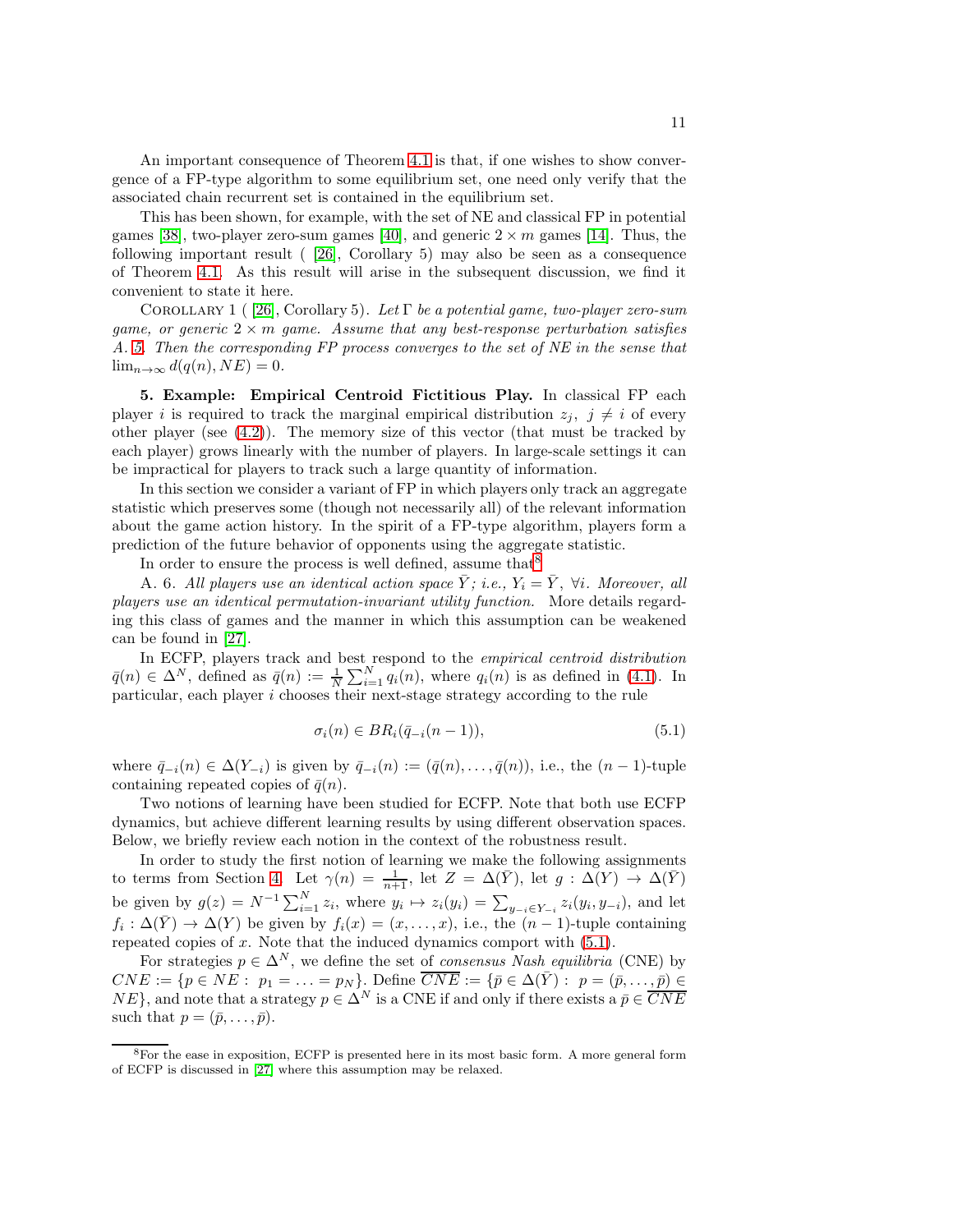An important consequence of Theorem 4.1 is that, if one wishes to show convergence of a FP-type algorithm to some equilibrium set, one need only verify that the associated chain recurrent set is contained in the equilibrium set.

This has been shown, for example, with the set of NE and classical FP in potential games [38], two-player zero-sum games [40], and generic $2 \times m$ games [14]. Thus, the following important result ( [26], Corollary 5) may also be seen as a consequence of Theorem 4.1. As this result will arise in the subsequent discussion, we find it convenient to state it here.

Corollary 1 ( [26], Corollary 5). *Let $\Gamma$ be a potential game, two-player zero-sum game, or generic $2 \times m$ game. Assume that any best-response perturbation satisfies A. 5. Then the corresponding FP process converges to the set of NE in the sense that $\lim_{n\to\infty} d(q(n), NE) = 0$.*

**5. Example: Empirical Centroid Fictitious Play.** In classical FP each player $i$ is required to track the marginal empirical distribution $z_j,\ j \neq i$ of every other player (see (4.2)). The memory size of this vector (that must be tracked by each player) grows linearly with the number of players. In large-scale settings it can be impractical for players to track such a large quantity of information.

In this section we consider a variant of FP in which players only track an aggregate statistic which preserves some (though not necessarily all) of the relevant information about the game action history. In the spirit of a FP-type algorithm, players form a prediction of the future behavior of opponents using the aggregate statistic.

In order to ensure the process is well defined, assume that[8]

A. 6. *All players use an identical action space $\bar{Y}$; i.e., $Y_i = \bar{Y},\ \forall i$. Moreover, all players use an identical permutation-invariant utility function.* More details regarding this class of games and the manner in which this assumption can be weakened can be found in [27].

In ECFP, players track and best respond to the *empirical centroid distribution* $\bar{q}(n) \in \Delta^N$, defined as $\bar{q}(n) := \frac{1}{N}\sum_{i=1}^N q_i(n)$, where $q_i(n)$ is as defined in (4.1). In particular, each player $i$ chooses their next-stage strategy according to the rule

$$\sigma_i(n) \in BR_i(\bar{q}_{-i}(n-1)), \tag{5.1}$$

where $\bar{q}_{-i}(n) \in \Delta(Y_{-i})$ is given by $\bar{q}_{-i}(n) := (\bar{q}(n), \ldots, \bar{q}(n))$, i.e., the $(n-1)$-tuple containing repeated copies of $\bar{q}(n)$.

Two notions of learning have been studied for ECFP. Note that both use ECFP dynamics, but achieve different learning results by using different observation spaces. Below, we briefly review each notion in the context of the robustness result.

In order to study the first notion of learning we make the following assignments to terms from Section 4. Let $\gamma(n) = \frac{1}{n+1}$, let $Z = \Delta(\bar{Y})$, let $g : \Delta(Y) \to \Delta(\bar{Y})$ be given by $g(z) = N^{-1}\sum_{i=1}^N z_i$, where $y_i \mapsto z_i(y_i) = \sum_{y_{-i}\in Y_{-i}} z_i(y_i, y_{-i})$, and let $f_i : \Delta(\bar{Y}) \to \Delta(Y)$ be given by $f_i(x) = (x, \ldots, x)$, i.e., the $(n-1)$-tuple containing repeated copies of $x$. Note that the induced dynamics comport with (5.1).

For strategies $p \in \Delta^N$, we define the set of *consensus Nash equilibria* (CNE) by $CNE := \{p \in NE :\ p_1 = \ldots = p_N\}$. Define $\overline{CNE} := \{\bar{p} \in \Delta(\bar{Y}) :\ p = (\bar{p}, \ldots, \bar{p}) \in NE\}$, and note that a strategy $p \in \Delta^N$ is a CNE if and only if there exists a $\bar{p} \in \overline{CNE}$ such that $p = (\bar{p}, \ldots, \bar{p})$.

[8] For the ease in exposition, ECFP is presented here in its most basic form. A more general form of ECFP is discussed in [27] where this assumption may be relaxed.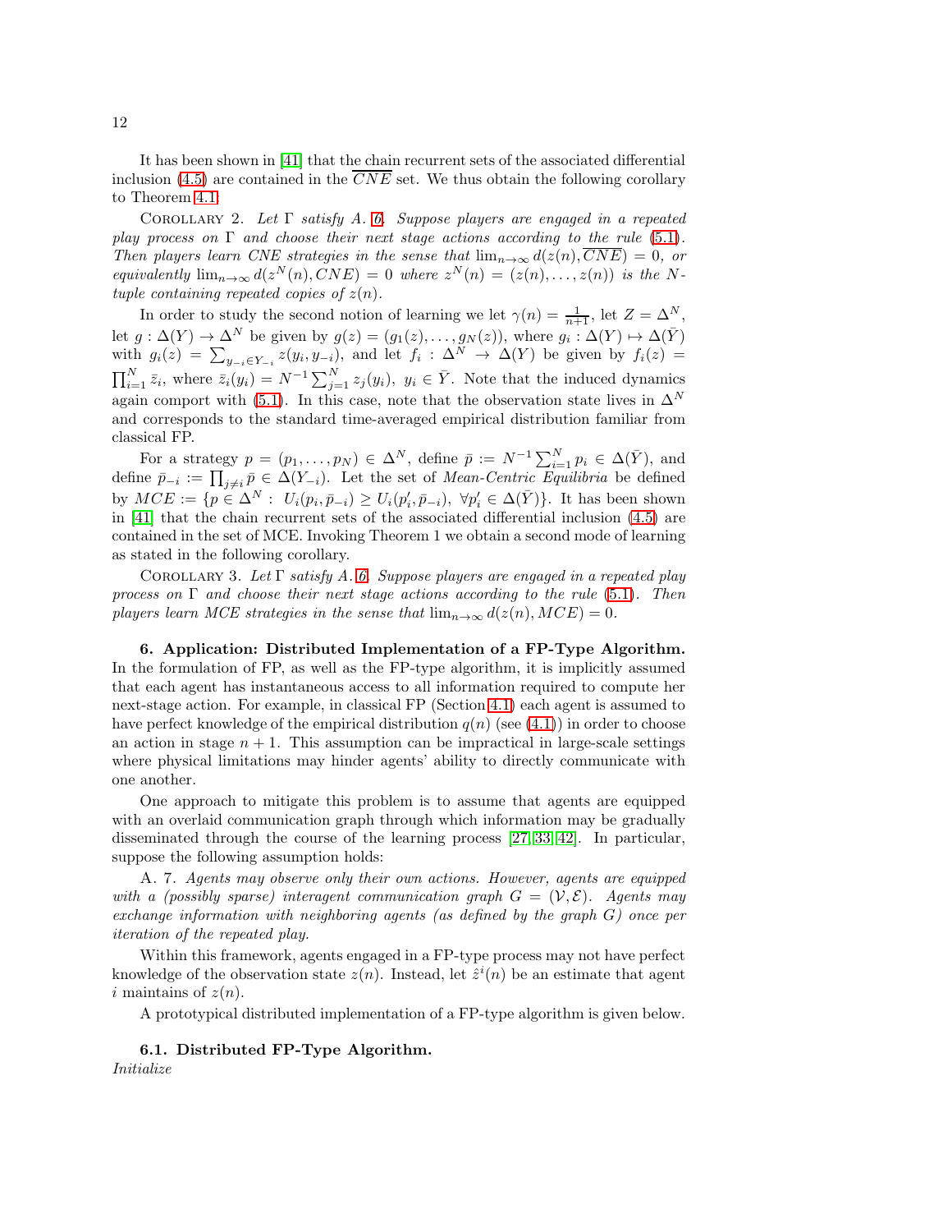It has been shown in [41] that the chain recurrent sets of the associated differential inclusion (4.5) are contained in the $\overline{CNE}$ set. We thus obtain the following corollary to Theorem 4.1:

COROLLARY 2. *Let $\Gamma$ satisfy A. 6. Suppose players are engaged in a repeated play process on $\Gamma$ and choose their next stage actions according to the rule (5.1). Then players learn CNE strategies in the sense that $\lim_{n\to\infty} d(z(n), \overline{CNE}) = 0$, or equivalently $\lim_{n\to\infty} d(z^N(n), CNE) = 0$ where $z^N(n) = (z(n), \ldots, z(n))$ is the $N$-tuple containing repeated copies of $z(n)$.*

In order to study the second notion of learning we let $\gamma(n) = \frac{1}{n+1}$, let $Z = \Delta^N$, let $g : \Delta(Y) \to \Delta^N$ be given by $g(z) = (g_1(z), \ldots, g_N(z))$, where $g_i : \Delta(Y) \mapsto \Delta(\bar{Y})$ with $g_i(z) = \sum_{y_{-i}\in Y_{-i}} z(y_i, y_{-i})$, and let $f_i : \Delta^N \to \Delta(Y)$ be given by $f_i(z) = \prod_{i=1}^N \bar{z}_i$, where $\bar{z}_i(y_i) = N^{-1}\sum_{j=1}^N z_j(y_i)$, $y_i \in \bar{Y}$. Note that the induced dynamics again comport with (5.1). In this case, note that the observation state lives in $\Delta^N$ and corresponds to the standard time-averaged empirical distribution familiar from classical FP.

For a strategy $p = (p_1, \ldots, p_N) \in \Delta^N$, define $\bar{p} := N^{-1}\sum_{i=1}^N p_i \in \Delta(\bar{Y})$, and define $\bar{p}_{-i} := \prod_{j\neq i} \bar{p} \in \Delta(Y_{-i})$. Let the set of *Mean-Centric Equilibria* be defined by $MCE := \{p \in \Delta^N : \; U_i(p_i, \bar{p}_{-i}) \geq U_i(p_i', \bar{p}_{-i}), \; \forall p_i' \in \Delta(\bar{Y})\}$. It has been shown in [41] that the chain recurrent sets of the associated differential inclusion (4.5) are contained in the set of MCE. Invoking Theorem 1 we obtain a second mode of learning as stated in the following corollary.

COROLLARY 3. *Let $\Gamma$ satisfy A. 6. Suppose players are engaged in a repeated play process on $\Gamma$ and choose their next stage actions according to the rule (5.1). Then players learn MCE strategies in the sense that $\lim_{n\to\infty} d(z(n), MCE) = 0$.*

## 6. Application: Distributed Implementation of a FP-Type Algorithm.

In the formulation of FP, as well as the FP-type algorithm, it is implicitly assumed that each agent has instantaneous access to all information required to compute her next-stage action. For example, in classical FP (Section 4.1) each agent is assumed to have perfect knowledge of the empirical distribution $q(n)$ (see (4.1)) in order to choose an action in stage $n+1$. This assumption can be impractical in large-scale settings where physical limitations may hinder agents' ability to directly communicate with one another.

One approach to mitigate this problem is to assume that agents are equipped with an overlaid communication graph through which information may be gradually disseminated through the course of the learning process [27, 33, 42]. In particular, suppose the following assumption holds:

A. 7. *Agents may observe only their own actions. However, agents are equipped with a (possibly sparse) interagent communication graph $G = (\mathcal{V}, \mathcal{E})$. Agents may exchange information with neighboring agents (as defined by the graph $G$) once per iteration of the repeated play.*

Within this framework, agents engaged in a FP-type process may not have perfect knowledge of the observation state $z(n)$. Instead, let $\hat{z}^i(n)$ be an estimate that agent $i$ maintains of $z(n)$.

A prototypical distributed implementation of a FP-type algorithm is given below.

### 6.1. Distributed FP-Type Algorithm.

*Initialize*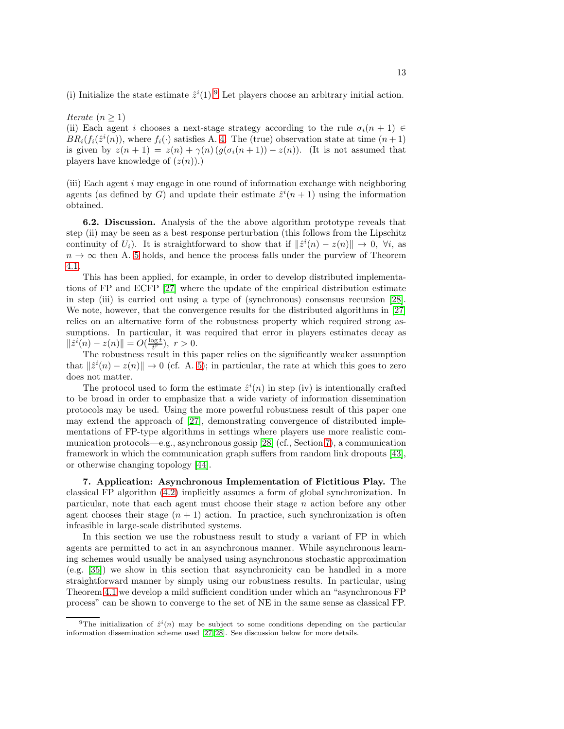(i) Initialize the state estimate $\hat{z}^i(1)$.[9] Let players choose an arbitrary initial action.

*Iterate* $(n \geq 1)$

(ii) Each agent $i$ chooses a next-stage strategy according to the rule $\sigma_i(n+1) \in BR_i(f_i(\hat{z}^i(n))$, where $f_i(\cdot)$ satisfies A. 4. The (true) observation state at time $(n+1)$ is given by $z(n+1) = z(n) + \gamma(n)\left(g(\sigma_i(n+1)) - z(n)\right)$. (It is not assumed that players have knowledge of $(z(n))$.)

(iii) Each agent $i$ may engage in one round of information exchange with neighboring agents (as defined by $G$) and update their estimate $\hat{z}^i(n+1)$ using the information obtained.

**6.2. Discussion.** Analysis of the the above algorithm prototype reveals that step (ii) may be seen as a best response perturbation (this follows from the Lipschitz continuity of $U_i$). It is straightforward to show that if $\|\hat{z}^i(n) - z(n)\| \to 0,\ \forall i$, as $n \to \infty$ then A. 5 holds, and hence the process falls under the purview of Theorem 4.1.

This has been applied, for example, in order to develop distributed implementations of FP and ECFP [27] where the update of the empirical distribution estimate in step (iii) is carried out using a type of (synchronous) consensus recursion [28]. We note, however, that the convergence results for the distributed algorithms in [27] relies on an alternative form of the robustness property which required strong assumptions. In particular, it was required that error in players estimates decay as $\|\hat{z}^i(n) - z(n)\| = O(\frac{\log t}{t^r}),\ r > 0$.

The robustness result in this paper relies on the significantly weaker assumption that $\|\hat{z}^i(n) - z(n)\| \to 0$ (cf. A. 5); in particular, the rate at which this goes to zero does not matter.

The protocol used to form the estimate $\hat{z}^i(n)$ in step (iv) is intentionally crafted to be broad in order to emphasize that a wide variety of information dissemination protocols may be used. Using the more powerful robustness result of this paper one may extend the approach of [27], demonstrating convergence of distributed implementations of FP-type algorithms in settings where players use more realistic communication protocols—e.g., asynchronous gossip [28] (cf., Section 7), a communication framework in which the communication graph suffers from random link dropouts [43], or otherwise changing topology [44].

## 7. Application: Asynchronous Implementation of Fictitious Play.

The classical FP algorithm (4.2) implicitly assumes a form of global synchronization. In particular, note that each agent must choose their stage $n$ action before any other agent chooses their stage $(n+1)$ action. In practice, such synchronization is often infeasible in large-scale distributed systems.

In this section we use the robustness result to study a variant of FP in which agents are permitted to act in an asynchronous manner. While asynchronous learning schemes would usually be analysed using asynchronous stochastic approximation (e.g. [35]) we show in this section that asynchronicity can be handled in a more straightforward manner by simply using our robustness results. In particular, using Theorem 4.1 we develop a mild sufficient condition under which an "asynchronous FP process" can be shown to converge to the set of NE in the same sense as classical FP.

---

[9] The initialization of $\hat{z}^i(n)$ may be subject to some conditions depending on the particular information dissemination scheme used [27,28]. See discussion below for more details.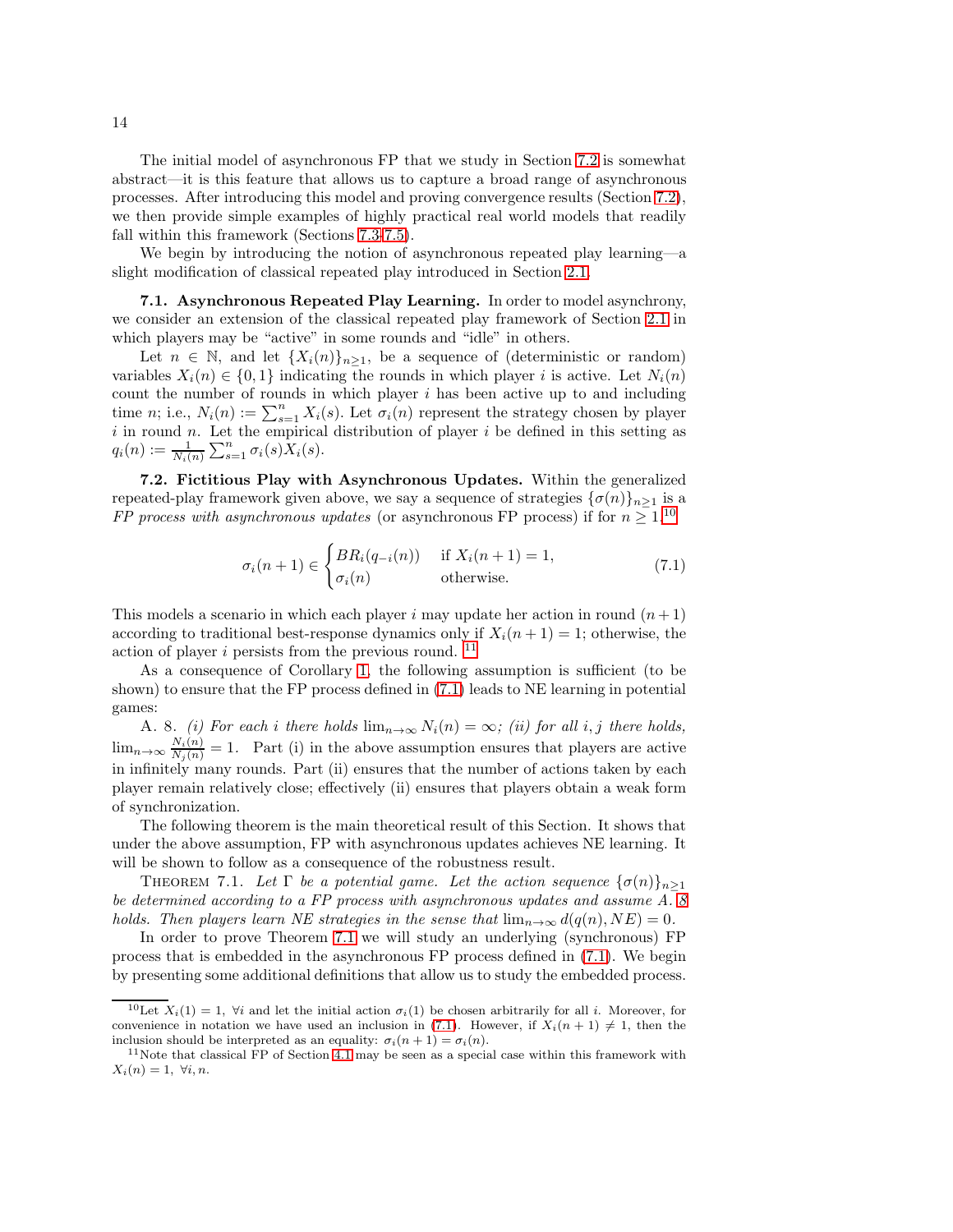The initial model of asynchronous FP that we study in Section 7.2 is somewhat abstract—it is this feature that allows us to capture a broad range of asynchronous processes. After introducing this model and proving convergence results (Section 7.2), we then provide simple examples of highly practical real world models that readily fall within this framework (Sections 7.3-7.5).

We begin by introducing the notion of asynchronous repeated play learning—a slight modification of classical repeated play introduced in Section 2.1.

**7.1. Asynchronous Repeated Play Learning.** In order to model asynchrony, we consider an extension of the classical repeated play framework of Section 2.1 in which players may be "active" in some rounds and "idle" in others.

Let $n \in \mathbb{N}$, and let $\{X_i(n)\}_{n\geq 1}$, be a sequence of (deterministic or random) variables $X_i(n) \in \{0,1\}$ indicating the rounds in which player $i$ is active. Let $N_i(n)$ count the number of rounds in which player $i$ has been active up to and including time $n$; i.e., $N_i(n) := \sum_{s=1}^n X_i(s)$. Let $\sigma_i(n)$ represent the strategy chosen by player $i$ in round $n$. Let the empirical distribution of player $i$ be defined in this setting as $q_i(n) := \frac{1}{N_i(n)} \sum_{s=1}^n \sigma_i(s) X_i(s)$.

**7.2. Fictitious Play with Asynchronous Updates.** Within the generalized repeated-play framework given above, we say a sequence of strategies $\{\sigma(n)\}_{n\geq 1}$ is a *FP process with asynchronous updates* (or asynchronous FP process) if for $n \geq 1$,[10]

$$\sigma_i(n+1) \in \begin{cases} BR_i(q_{-i}(n)) & \text{if } X_i(n+1) = 1, \\ \sigma_i(n) & \text{otherwise.} \end{cases} \tag{7.1}$$

This models a scenario in which each player $i$ may update her action in round $(n+1)$ according to traditional best-response dynamics only if $X_i(n+1) = 1$; otherwise, the action of player $i$ persists from the previous round. [11]

As a consequence of Corollary 1, the following assumption is sufficient (to be shown) to ensure that the FP process defined in (7.1) leads to NE learning in potential games:

A. 8. *(i) For each $i$ there holds $\lim_{n\to\infty} N_i(n) = \infty$; (ii) for all $i, j$ there holds, $\lim_{n\to\infty} \frac{N_i(n)}{N_j(n)} = 1$.* Part (i) in the above assumption ensures that players are active in infinitely many rounds. Part (ii) ensures that the number of actions taken by each player remain relatively close; effectively (ii) ensures that players obtain a weak form of synchronization.

The following theorem is the main theoretical result of this Section. It shows that under the above assumption, FP with asynchronous updates achieves NE learning. It will be shown to follow as a consequence of the robustness result.

THEOREM 7.1. *Let $\Gamma$ be a potential game. Let the action sequence $\{\sigma(n)\}_{n\geq 1}$ be determined according to a FP process with asynchronous updates and assume A. 8 holds. Then players learn NE strategies in the sense that $\lim_{n\to\infty} d(q(n), NE) = 0$.*

In order to prove Theorem 7.1 we will study an underlying (synchronous) FP process that is embedded in the asynchronous FP process defined in (7.1). We begin by presenting some additional definitions that allow us to study the embedded process.

---

[10] Let $X_i(1) = 1$, $\forall i$ and let the initial action $\sigma_i(1)$ be chosen arbitrarily for all $i$. Moreover, for convenience in notation we have used an inclusion in (7.1). However, if $X_i(n+1) \neq 1$, then the inclusion should be interpreted as an equality: $\sigma_i(n+1) = \sigma_i(n)$.

[11] Note that classical FP of Section 4.1 may be seen as a special case within this framework with $X_i(n) = 1$, $\forall i, n$.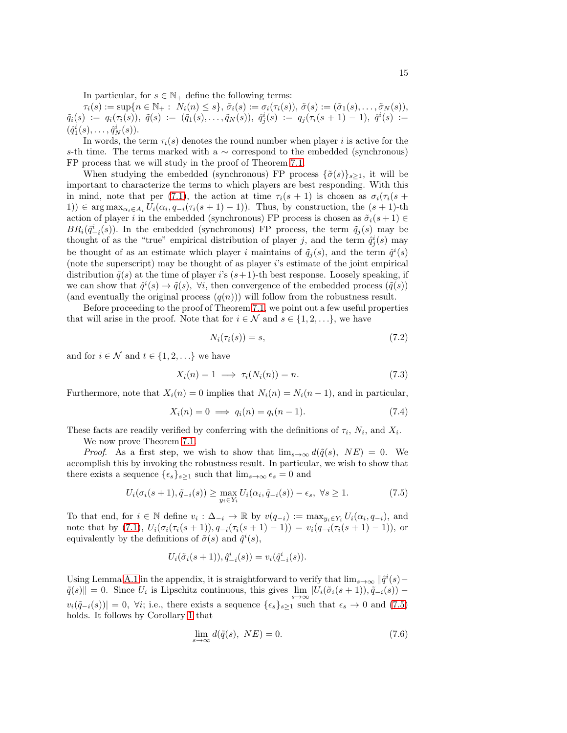In particular, for $s \in \mathbb{N}_+$ define the following terms:

$\tau_i(s) := \sup\{n \in \mathbb{N}_+ : \ N_i(n) \leq s\}$, $\tilde{\sigma}_i(s) := \sigma_i(\tau_i(s))$, $\tilde{\sigma}(s) := (\tilde{\sigma}_1(s), \ldots, \tilde{\sigma}_N(s))$, $\tilde{q}_i(s) := q_i(\tau_i(s))$, $\tilde{q}(s) := (\tilde{q}_1(s), \ldots, \tilde{q}_N(s))$, $\hat{q}^i_j(s) := q_j(\tau_i(s+1)-1)$, $\hat{q}^i(s) := (\hat{q}^i_1(s), \ldots, \hat{q}^i_N(s))$.

In words, the term $\tau_i(s)$ denotes the round number when player $i$ is active for the $s$-th time. The terms marked with a $\sim$ correspond to the embedded (synchronous) FP process that we will study in the proof of Theorem 7.1.

When studying the embedded (synchronous) FP process $\{\tilde{\sigma}(s)\}_{s\geq 1}$, it will be important to characterize the terms to which players are best responding. With this in mind, note that per (7.1), the action at time $\tau_i(s+1)$ is chosen as $\sigma_i(\tau_i(s+1)) \in \arg\max_{\alpha_i \in A_i} U_i(\alpha_i, q_{-i}(\tau_i(s+1)-1))$. Thus, by construction, the $(s+1)$-th action of player $i$ in the embedded (synchronous) FP process is chosen as $\tilde{\sigma}_i(s+1) \in BR_i(\hat{q}^i_{-i}(s))$. In the embedded (synchronous) FP process, the term $\tilde{q}_j(s)$ may be thought of as the "true" empirical distribution of player $j$, and the term $\hat{q}^i_j(s)$ may be thought of as an estimate which player $i$ maintains of $\tilde{q}_j(s)$, and the term $\hat{q}^i(s)$ (note the superscript) may be thought of as player $i$'s estimate of the joint empirical distribution $\tilde{q}(s)$ at the time of player $i$'s $(s+1)$-th best response. Loosely speaking, if we can show that $\hat{q}^i(s) \to \tilde{q}(s), \ \forall i$, then convergence of the embedded process $(\tilde{q}(s))$ (and eventually the original process $(q(n))$) will follow from the robustness result.

Before proceeding to the proof of Theorem 7.1, we point out a few useful properties that will arise in the proof. Note that for $i \in \mathcal{N}$ and $s \in \{1, 2, \ldots\}$, we have

$$N_i(\tau_i(s)) = s, \tag{7.2}$$

and for $i \in \mathcal{N}$ and $t \in \{1, 2, \ldots\}$ we have

$$X_i(n) = 1 \implies \tau_i(N_i(n)) = n. \tag{7.3}$$

Furthermore, note that $X_i(n) = 0$ implies that $N_i(n) = N_i(n-1)$, and in particular,

$$X_i(n) = 0 \implies q_i(n) = q_i(n-1). \tag{7.4}$$

These facts are readily verified by conferring with the definitions of $\tau_i$, $N_i$, and $X_i$.

We now prove Theorem 7.1.

*Proof.* As a first step, we wish to show that $\lim_{s\to\infty} d(\tilde{q}(s), \ NE) = 0$. We accomplish this by invoking the robustness result. In particular, we wish to show that there exists a sequence $\{\epsilon_s\}_{s\geq 1}$ such that $\lim_{s\to\infty} \epsilon_s = 0$ and

$$U_i(\sigma_i(s+1), \tilde{q}_{-i}(s)) \geq \max_{y_i \in Y_i} U_i(\alpha_i, \tilde{q}_{-i}(s)) - \epsilon_s, \ \forall s \geq 1. \tag{7.5}$$

To that end, for $i \in \mathbb{N}$ define $v_i : \Delta_{-i} \to \mathbb{R}$ by $v(q_{-i}) := \max_{y_i \in Y_i} U_i(\alpha_i, q_{-i})$, and note that by (7.1), $U_i(\sigma_i(\tau_i(s+1)), q_{-i}(\tau_i(s+1)-1)) = v_i(q_{-i}(\tau_i(s+1)-1))$, or equivalently by the definitions of $\tilde{\sigma}(s)$ and $\hat{q}^i(s)$,

$$U_i(\tilde{\sigma}_i(s+1)), \hat{q}^i_{-i}(s)) = v_i(\hat{q}^i_{-i}(s)).$$

Using Lemma A.1 in the appendix, it is straightforward to verify that $\lim_{s\to\infty} \|\hat{q}^i(s) - \tilde{q}(s)\| = 0$. Since $U_i$ is Lipschitz continuous, this gives $\lim_{s\to\infty} |U_i(\tilde{\sigma}_i(s+1)), \tilde{q}_{-i}(s)) - v_i(\tilde{q}_{-i}(s))| = 0, \ \forall i$; i.e., there exists a sequence $\{\epsilon_s\}_{s\geq 1}$ such that $\epsilon_s \to 0$ and (7.5) holds. It follows by Corollary 1 that

$$\lim_{s\to\infty} d(\tilde{q}(s), \ NE) = 0. \tag{7.6}$$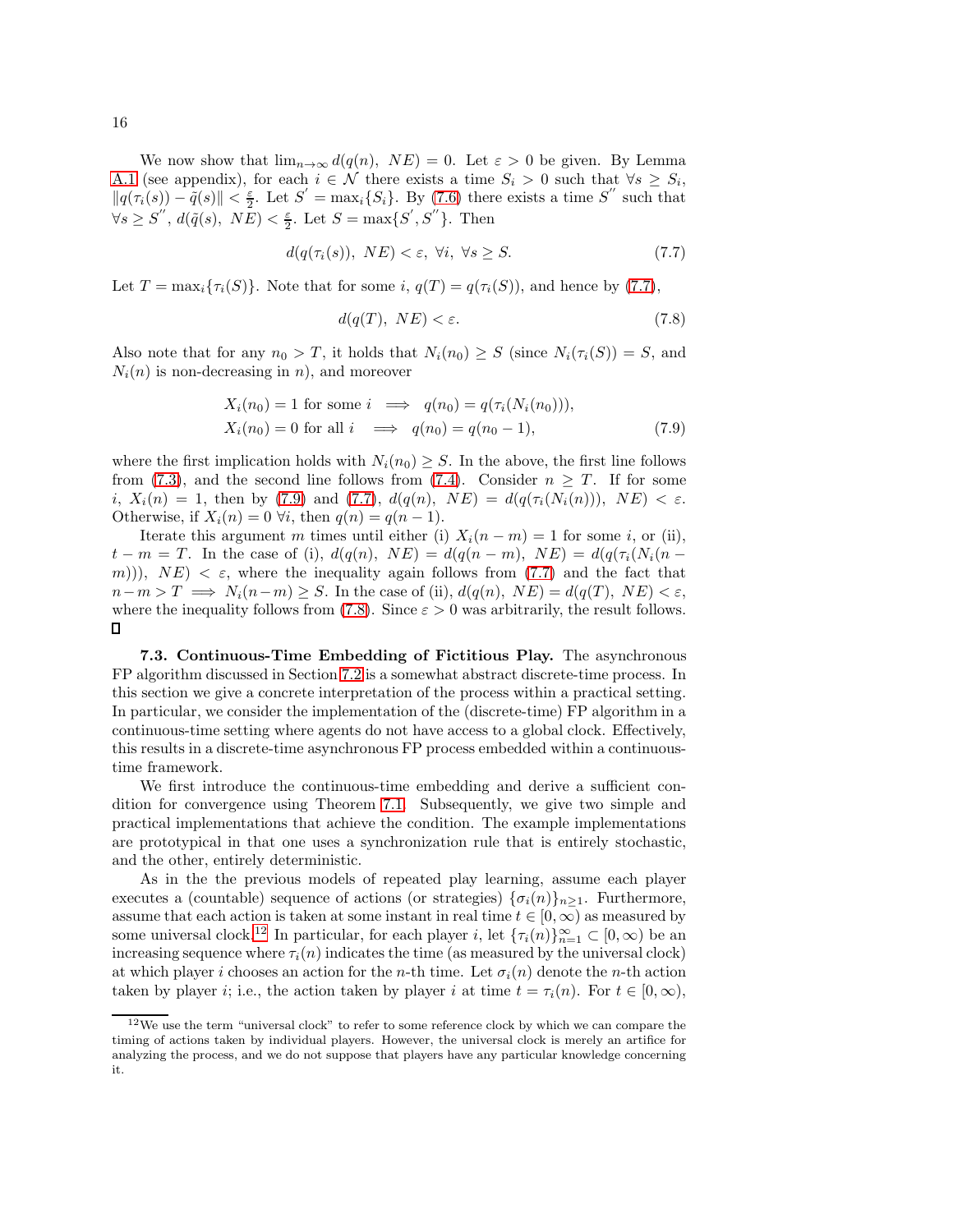We now show that $\lim_{n\to\infty} d(q(n),\ NE) = 0$. Let $\varepsilon > 0$ be given. By Lemma A.1 (see appendix), for each $i \in \mathcal{N}$ there exists a time $S_i > 0$ such that $\forall s \geq S_i$, $\|q(\tau_i(s)) - \tilde{q}(s)\| < \frac{\varepsilon}{2}$. Let $S^{'} = \max_i\{S_i\}$. By (7.6) there exists a time $S^{''}$ such that $\forall s \geq S^{''}$, $d(\tilde{q}(s),\ NE) < \frac{\varepsilon}{2}$. Let $S = \max\{S^{'}, S^{''}\}$. Then

$$d(q(\tau_i(s)),\ NE) < \varepsilon,\ \forall i,\ \forall s \geq S. \tag{7.7}$$

Let $T = \max_i\{\tau_i(S)\}$. Note that for some $i$, $q(T) = q(\tau_i(S))$, and hence by (7.7),

$$d(q(T),\ NE) < \varepsilon. \tag{7.8}$$

Also note that for any $n_0 > T$, it holds that $N_i(n_0) \geq S$ (since $N_i(\tau_i(S)) = S$, and $N_i(n)$ is non-decreasing in $n$), and moreover

$$\begin{aligned} X_i(n_0) = 1 \text{ for some } i \implies q(n_0) = q(\tau_i(N_i(n_0))), \\ X_i(n_0) = 0 \text{ for all } i \implies q(n_0) = q(n_0 - 1), \end{aligned} \tag{7.9}$$

where the first implication holds with $N_i(n_0) \geq S$. In the above, the first line follows from (7.3), and the second line follows from (7.4). Consider $n \geq T$. If for some $i$, $X_i(n) = 1$, then by (7.9) and (7.7), $d(q(n),\ NE) = d(q(\tau_i(N_i(n))),\ NE) < \varepsilon$. Otherwise, if $X_i(n) = 0\ \forall i$, then $q(n) = q(n-1)$.

Iterate this argument $m$ times until either (i) $X_i(n-m) = 1$ for some $i$, or (ii), $t - m = T$. In the case of (i), $d(q(n),\ NE) = d(q(n-m),\ NE) = d(q(\tau_i(N_i(n - m))),\ NE) < \varepsilon$, where the inequality again follows from (7.7) and the fact that $n - m > T \implies N_i(n-m) \geq S$. In the case of (ii), $d(q(n),\ NE) = d(q(T),\ NE) < \varepsilon$, where the inequality follows from (7.8). Since $\varepsilon > 0$ was arbitrarily, the result follows. □

**7.3. Continuous-Time Embedding of Fictitious Play.** The asynchronous FP algorithm discussed in Section 7.2 is a somewhat abstract discrete-time process. In this section we give a concrete interpretation of the process within a practical setting. In particular, we consider the implementation of the (discrete-time) FP algorithm in a continuous-time setting where agents do not have access to a global clock. Effectively, this results in a discrete-time asynchronous FP process embedded within a continuous-time framework.

We first introduce the continuous-time embedding and derive a sufficient condition for convergence using Theorem 7.1. Subsequently, we give two simple and practical implementations that achieve the condition. The example implementations are prototypical in that one uses a synchronization rule that is entirely stochastic, and the other, entirely deterministic.

As in the the previous models of repeated play learning, assume each player executes a (countable) sequence of actions (or strategies) $\{\sigma_i(n)\}_{n\geq 1}$. Furthermore, assume that each action is taken at some instant in real time $t \in [0, \infty)$ as measured by some universal clock.[12] In particular, for each player $i$, let $\{\tau_i(n)\}_{n=1}^{\infty} \subset [0, \infty)$ be an increasing sequence where $\tau_i(n)$ indicates the time (as measured by the universal clock) at which player $i$ chooses an action for the $n$-th time. Let $\sigma_i(n)$ denote the $n$-th action taken by player $i$; i.e., the action taken by player $i$ at time $t = \tau_i(n)$. For $t \in [0, \infty)$,

[12] We use the term "universal clock" to refer to some reference clock by which we can compare the timing of actions taken by individual players. However, the universal clock is merely an artifice for analyzing the process, and we do not suppose that players have any particular knowledge concerning it.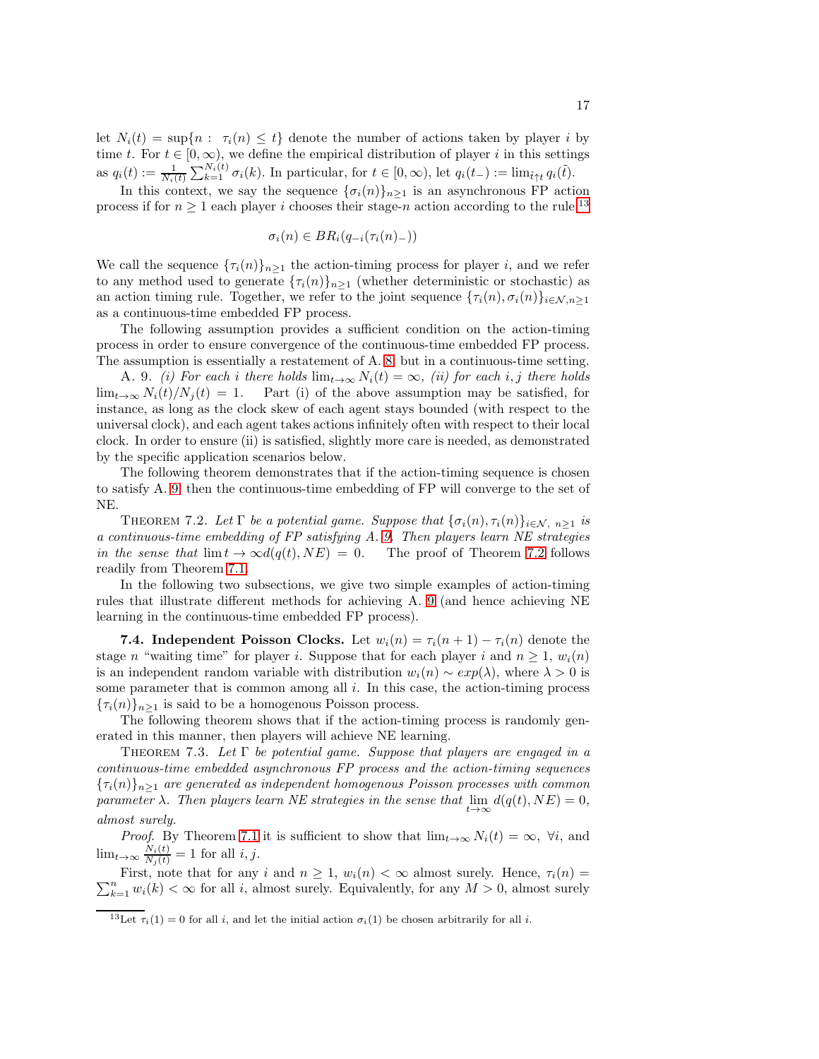let $N_i(t) = \sup\{n : \tau_i(n) \leq t\}$ denote the number of actions taken by player $i$ by time $t$. For $t \in [0,\infty)$, we define the empirical distribution of player $i$ in this settings as $q_i(t) := \frac{1}{N_i(t)} \sum_{k=1}^{N_i(t)} \sigma_i(k)$. In particular, for $t \in [0,\infty)$, let $q_i(t_-) := \lim_{\tilde{t}\uparrow t} q_i(\tilde{t})$.

In this context, we say the sequence $\{\sigma_i(n)\}_{n\geq 1}$ is an asynchronous FP action process if for $n \geq 1$ each player $i$ chooses their stage-$n$ action according to the rule[13]

$$\sigma_i(n) \in BR_i(q_{-i}(\tau_i(n)_-))$$

We call the sequence $\{\tau_i(n)\}_{n\geq 1}$ the action-timing process for player $i$, and we refer to any method used to generate $\{\tau_i(n)\}_{n\geq 1}$ (whether deterministic or stochastic) as an action timing rule. Together, we refer to the joint sequence $\{\tau_i(n), \sigma_i(n)\}_{i\in\mathcal{N},n\geq 1}$ as a continuous-time embedded FP process.

The following assumption provides a sufficient condition on the action-timing process in order to ensure convergence of the continuous-time embedded FP process. The assumption is essentially a restatement of A. 8, but in a continuous-time setting.

A. 9. *(i) For each $i$ there holds $\lim_{t\to\infty} N_i(t) = \infty$, (ii) for each $i, j$ there holds $\lim_{t\to\infty} N_i(t)/N_j(t) = 1$.* Part (i) of the above assumption may be satisfied, for instance, as long as the clock skew of each agent stays bounded (with respect to the universal clock), and each agent takes actions infinitely often with respect to their local clock. In order to ensure (ii) is satisfied, slightly more care is needed, as demonstrated by the specific application scenarios below.

The following theorem demonstrates that if the action-timing sequence is chosen to satisfy A. 9, then the continuous-time embedding of FP will converge to the set of NE.

THEOREM 7.2. *Let $\Gamma$ be a potential game. Suppose that $\{\sigma_i(n), \tau_i(n)\}_{i\in\mathcal{N},\, n\geq 1}$ is a continuous-time embedding of FP satisfying A. 9. Then players learn NE strategies in the sense that $\lim t \to \infty d(q(t), NE) = 0$.* The proof of Theorem 7.2 follows readily from Theorem 7.1.

In the following two subsections, we give two simple examples of action-timing rules that illustrate different methods for achieving A. 9 (and hence achieving NE learning in the continuous-time embedded FP process).

**7.4. Independent Poisson Clocks.** Let $w_i(n) = \tau_i(n+1) - \tau_i(n)$ denote the stage $n$ "waiting time" for player $i$. Suppose that for each player $i$ and $n \geq 1$, $w_i(n)$ is an independent random variable with distribution $w_i(n) \sim exp(\lambda)$, where $\lambda > 0$ is some parameter that is common among all $i$. In this case, the action-timing process $\{\tau_i(n)\}_{n\geq 1}$ is said to be a homogenous Poisson process.

The following theorem shows that if the action-timing process is randomly generated in this manner, then players will achieve NE learning.

THEOREM 7.3. *Let $\Gamma$ be potential game. Suppose that players are engaged in a continuous-time embedded asynchronous FP process and the action-timing sequences $\{\tau_i(n)\}_{n\geq 1}$ are generated as independent homogenous Poisson processes with common parameter $\lambda$. Then players learn NE strategies in the sense that $\lim\limits_{t\to\infty} d(q(t), NE) = 0$, almost surely.*

*Proof.* By Theorem 7.1 it is sufficient to show that $\lim_{t\to\infty} N_i(t) = \infty,\ \forall i$, and $\lim_{t\to\infty} \frac{N_i(t)}{N_j(t)} = 1$ for all $i, j$.

First, note that for any $i$ and $n \geq 1$, $w_i(n) < \infty$ almost surely. Hence, $\tau_i(n) = \sum_{k=1}^{n} w_i(k) < \infty$ for all $i$, almost surely. Equivalently, for any $M > 0$, almost surely

[13] Let $\tau_i(1) = 0$ for all $i$, and let the initial action $\sigma_i(1)$ be chosen arbitrarily for all $i$.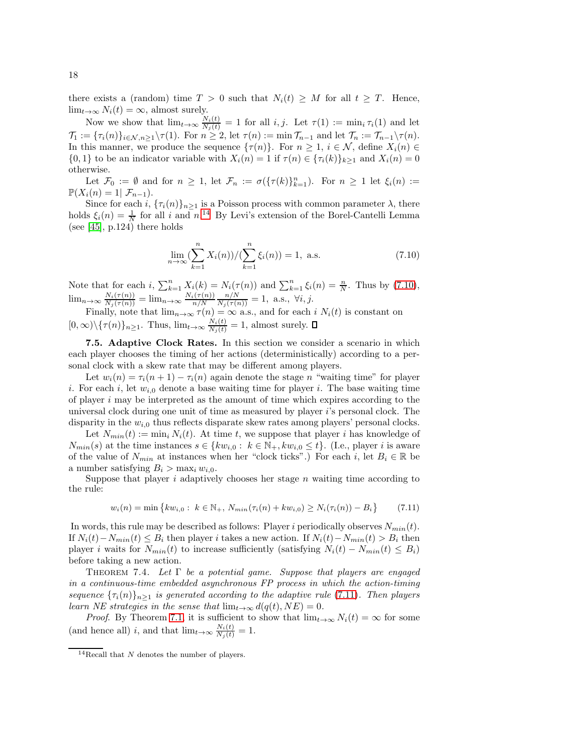there exists a (random) time $T > 0$ such that $N_i(t) \geq M$ for all $t \geq T$. Hence, $\lim_{t\to\infty} N_i(t) = \infty$, almost surely.

Now we show that $\lim_{t\to\infty} \frac{N_i(t)}{N_j(t)} = 1$ for all $i, j$. Let $\tau(1) := \min_i \tau_i(1)$ and let $\mathcal{T}_1 := \{\tau_i(n)\}_{i\in\mathcal{N}, n\geq 1}\backslash\tau(1)$. For $n \geq 2$, let $\tau(n) := \min \mathcal{T}_{n-1}$ and let $\mathcal{T}_n := \mathcal{T}_{n-1}\backslash\tau(n)$. In this manner, we produce the sequence $\{\tau(n)\}$. For $n \geq 1$, $i \in \mathcal{N}$, define $X_i(n) \in \{0, 1\}$ to be an indicator variable with $X_i(n) = 1$ if $\tau(n) \in \{\tau_i(k)\}_{k\geq 1}$ and $X_i(n) = 0$ otherwise.

Let $\mathcal{F}_0 := \emptyset$ and for $n \geq 1$, let $\mathcal{F}_n := \sigma(\{\tau(k)\}_{k=1}^n)$. For $n \geq 1$ let $\xi_i(n) := \mathbb{P}(X_i(n) = 1 | \mathcal{F}_{n-1})$.

Since for each $i$, $\{\tau_i(n)\}_{n\geq 1}$ is a Poisson process with common parameter $\lambda$, there holds $\xi_i(n) = \frac{1}{N}$ for all $i$ and $n$.[14] By Levi's extension of the Borel-Cantelli Lemma (see [45], p.124) there holds

$$\lim_{n\to\infty} \left(\sum_{k=1}^n X_i(n)\right) / \left(\sum_{k=1}^n \xi_i(n)\right) = 1, \text{ a.s.} \tag{7.10}$$

Note that for each $i$, $\sum_{k=1}^n X_i(k) = N_i(\tau(n))$ and $\sum_{k=1}^n \xi_i(n) = \frac{n}{N}$. Thus by (7.10), $\lim_{n\to\infty} \frac{N_i(\tau(n))}{N_j(\tau(n))} = \lim_{n\to\infty} \frac{N_i(\tau(n))}{n/N} \frac{n/N}{N_j(\tau(n))} = 1$, a.s., $\forall i, j$.

Finally, note that $\lim_{n\to\infty} \tau(n) = \infty$ a.s., and for each $i$ $N_i(t)$ is constant on $[0, \infty)\backslash\{\tau(n)\}_{n\geq 1}$. Thus, $\lim_{t\to\infty} \frac{N_i(t)}{N_j(t)} = 1$, almost surely. $\square$

**7.5. Adaptive Clock Rates.** In this section we consider a scenario in which each player chooses the timing of her actions (deterministically) according to a personal clock with a skew rate that may be different among players.

Let $w_i(n) = \tau_i(n + 1) - \tau_i(n)$ again denote the stage $n$ "waiting time" for player $i$. For each $i$, let $w_{i,0}$ denote a base waiting time for player $i$. The base waiting time of player $i$ may be interpreted as the amount of time which expires according to the universal clock during one unit of time as measured by player $i$'s personal clock. The disparity in the $w_{i,0}$ thus reflects disparate skew rates among players' personal clocks.

Let $N_{min}(t) := \min_i N_i(t)$. At time $t$, we suppose that player $i$ has knowledge of $N_{min}(s)$ at the time instances $s \in \{kw_{i,0} : k \in \mathbb{N}_+, kw_{i,0} \leq t\}$. (I.e., player $i$ is aware of the value of $N_{min}$ at instances when her "clock ticks".) For each $i$, let $B_i \in \mathbb{R}$ be a number satisfying $B_i > \max_i w_{i,0}$.

Suppose that player $i$ adaptively chooses her stage $n$ waiting time according to the rule:

$$w_i(n) = \min\left\{kw_{i,0} : k \in \mathbb{N}_+, N_{min}(\tau_i(n) + kw_{i,0}) \geq N_i(\tau_i(n)) - B_i\right\} \tag{7.11}$$

In words, this rule may be described as follows: Player $i$ periodically observes $N_{min}(t)$. If $N_i(t) - N_{min}(t) \leq B_i$ then player $i$ takes a new action. If $N_i(t) - N_{min}(t) > B_i$ then player $i$ waits for $N_{min}(t)$ to increase sufficiently (satisfying $N_i(t) - N_{min}(t) \leq B_i$) before taking a new action.

THEOREM 7.4. *Let $\Gamma$ be a potential game. Suppose that players are engaged in a continuous-time embedded asynchronous FP process in which the action-timing sequence $\{\tau_i(n)\}_{n\geq 1}$ is generated according to the adaptive rule (7.11). Then players learn NE strategies in the sense that $\lim_{t\to\infty} d(q(t), NE) = 0$.*

*Proof.* By Theorem 7.1, it is sufficient to show that $\lim_{t\to\infty} N_i(t) = \infty$ for some (and hence all) $i$, and that $\lim_{t\to\infty} \frac{N_i(t)}{N_j(t)} = 1$.

---

[14] Recall that $N$ denotes the number of players.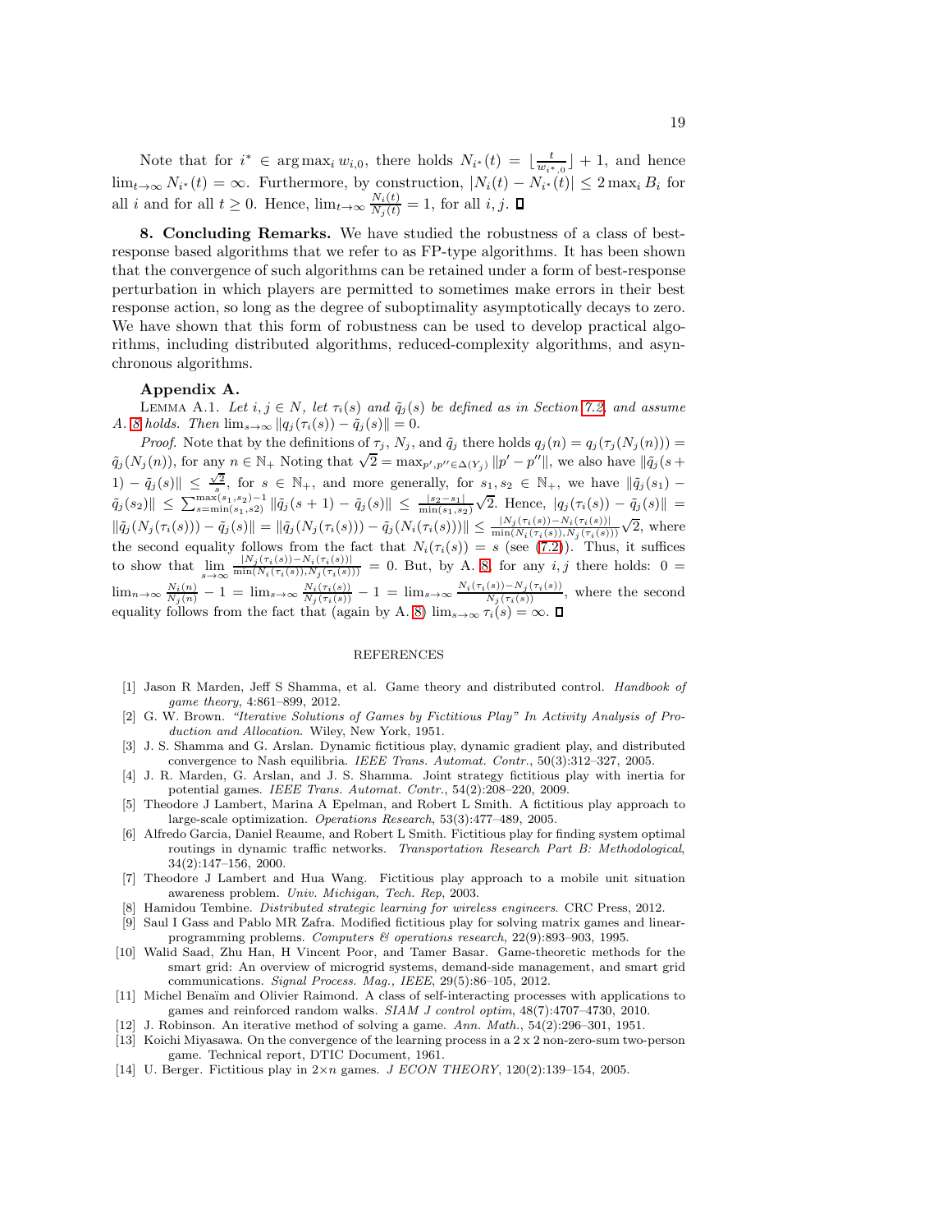Note that for $i^* \in \arg\max_i w_{i,0}$, there holds $N_{i^*}(t) = \lfloor \frac{t}{w_{i^*,0}} \rfloor + 1$, and hence $\lim_{t\to\infty} N_{i^*}(t) = \infty$. Furthermore, by construction, $|N_i(t) - N_{i^*}(t)| \leq 2\max_i B_i$ for all $i$ and for all $t \geq 0$. Hence, $\lim_{t\to\infty} \frac{N_i(t)}{N_j(t)} = 1$, for all $i, j$. ∎

**8. Concluding Remarks.** We have studied the robustness of a class of best-response based algorithms that we refer to as FP-type algorithms. It has been shown that the convergence of such algorithms can be retained under a form of best-response perturbation in which players are permitted to sometimes make errors in their best response action, so long as the degree of suboptimality asymptotically decays to zero. We have shown that this form of robustness can be used to develop practical algorithms, including distributed algorithms, reduced-complexity algorithms, and asynchronous algorithms.

## Appendix A.

LEMMA A.1. *Let $i, j \in N$, let $\tau_i(s)$ and $\tilde{q}_j(s)$ be defined as in Section 7.2, and assume A. 8 holds. Then $\lim_{s\to\infty} \|q_j(\tau_i(s)) - \tilde{q}_j(s)\| = 0$.*

*Proof.* Note that by the definitions of $\tau_j$, $N_j$, and $\tilde{q}_j$ there holds $q_j(n) = q_j(\tau_j(N_j(n))) = \tilde{q}_j(N_j(n))$, for any $n \in \mathbb{N}_+$ Noting that $\sqrt{2} = \max_{p',p''\in\Delta(Y_j)} \|p' - p''\|$, we also have $\|\tilde{q}_j(s+1) - \tilde{q}_j(s)\| \leq \frac{\sqrt{2}}{s}$, for $s \in \mathbb{N}_+$, and more generally, for $s_1, s_2 \in \mathbb{N}_+$, we have $\|\tilde{q}_j(s_1) - \tilde{q}_j(s_2)\| \leq \sum_{s=\min(s_1,s_2)}^{\max(s_1,s_2)-1} \|\tilde{q}_j(s+1) - \tilde{q}_j(s)\| \leq \frac{|s_2 - s_1|}{\min(s_1,s_2)}\sqrt{2}$. Hence, $|q_j(\tau_i(s)) - \tilde{q}_j(s)\| = \|\tilde{q}_j(N_j(\tau_i(s))) - \tilde{q}_j(s)\| = \|\tilde{q}_j(N_j(\tau_i(s))) - \tilde{q}_j(N_i(\tau_i(s)))\| \leq \frac{|N_j(\tau_i(s)) - N_i(\tau_i(s))|}{\min(N_i(\tau_i(s)),N_j(\tau_i(s)))}\sqrt{2}$, where the second equality follows from the fact that $N_i(\tau_i(s)) = s$ (see (7.2)). Thus, it suffices to show that $\lim_{s\to\infty} \frac{|N_j(\tau_i(s)) - N_i(\tau_i(s))|}{\min(N_i(\tau_i(s)),N_j(\tau_i(s)))} = 0$. But, by A. 8, for any $i, j$ there holds: $0 = \lim_{n\to\infty} \frac{N_i(n)}{N_j(n)} - 1 = \lim_{s\to\infty} \frac{N_i(\tau_i(s))}{N_j(\tau_i(s))} - 1 = \lim_{s\to\infty} \frac{N_i(\tau_i(s)) - N_j(\tau_i(s))}{N_j(\tau_i(s))}$, where the second equality follows from the fact that (again by A. 8) $\lim_{s\to\infty} \tau_i(s) = \infty$. ∎

## REFERENCES

[1] Jason R Marden, Jeff S Shamma, et al. Game theory and distributed control. *Handbook of game theory*, 4:861–899, 2012.

[2] G. W. Brown. *"Iterative Solutions of Games by Fictitious Play" In Activity Analysis of Production and Allocation*. Wiley, New York, 1951.

[3] J. S. Shamma and G. Arslan. Dynamic fictitious play, dynamic gradient play, and distributed convergence to Nash equilibria. *IEEE Trans. Automat. Contr.*, 50(3):312–327, 2005.

[4] J. R. Marden, G. Arslan, and J. S. Shamma. Joint strategy fictitious play with inertia for potential games. *IEEE Trans. Automat. Contr.*, 54(2):208–220, 2009.

[5] Theodore J Lambert, Marina A Epelman, and Robert L Smith. A fictitious play approach to large-scale optimization. *Operations Research*, 53(3):477–489, 2005.

[6] Alfredo Garcia, Daniel Reaume, and Robert L Smith. Fictitious play for finding system optimal routings in dynamic traffic networks. *Transportation Research Part B: Methodological*, 34(2):147–156, 2000.

[7] Theodore J Lambert and Hua Wang. Fictitious play approach to a mobile unit situation awareness problem. *Univ. Michigan, Tech. Rep*, 2003.

[8] Hamidou Tembine. *Distributed strategic learning for wireless engineers*. CRC Press, 2012.

[9] Saul I Gass and Pablo MR Zafra. Modified fictitious play for solving matrix games and linear-programming problems. *Computers & operations research*, 22(9):893–903, 1995.

[10] Walid Saad, Zhu Han, H Vincent Poor, and Tamer Basar. Game-theoretic methods for the smart grid: An overview of microgrid systems, demand-side management, and smart grid communications. *Signal Process. Mag., IEEE*, 29(5):86–105, 2012.

[11] Michel Benaïm and Olivier Raimond. A class of self-interacting processes with applications to games and reinforced random walks. *SIAM J control optim*, 48(7):4707–4730, 2010.

[12] J. Robinson. An iterative method of solving a game. *Ann. Math.*, 54(2):296–301, 1951.

[13] Koichi Miyasawa. On the convergence of the learning process in a 2 x 2 non-zero-sum two-person game. Technical report, DTIC Document, 1961.

[14] U. Berger. Fictitious play in 2×n games. *J ECON THEORY*, 120(2):139–154, 2005.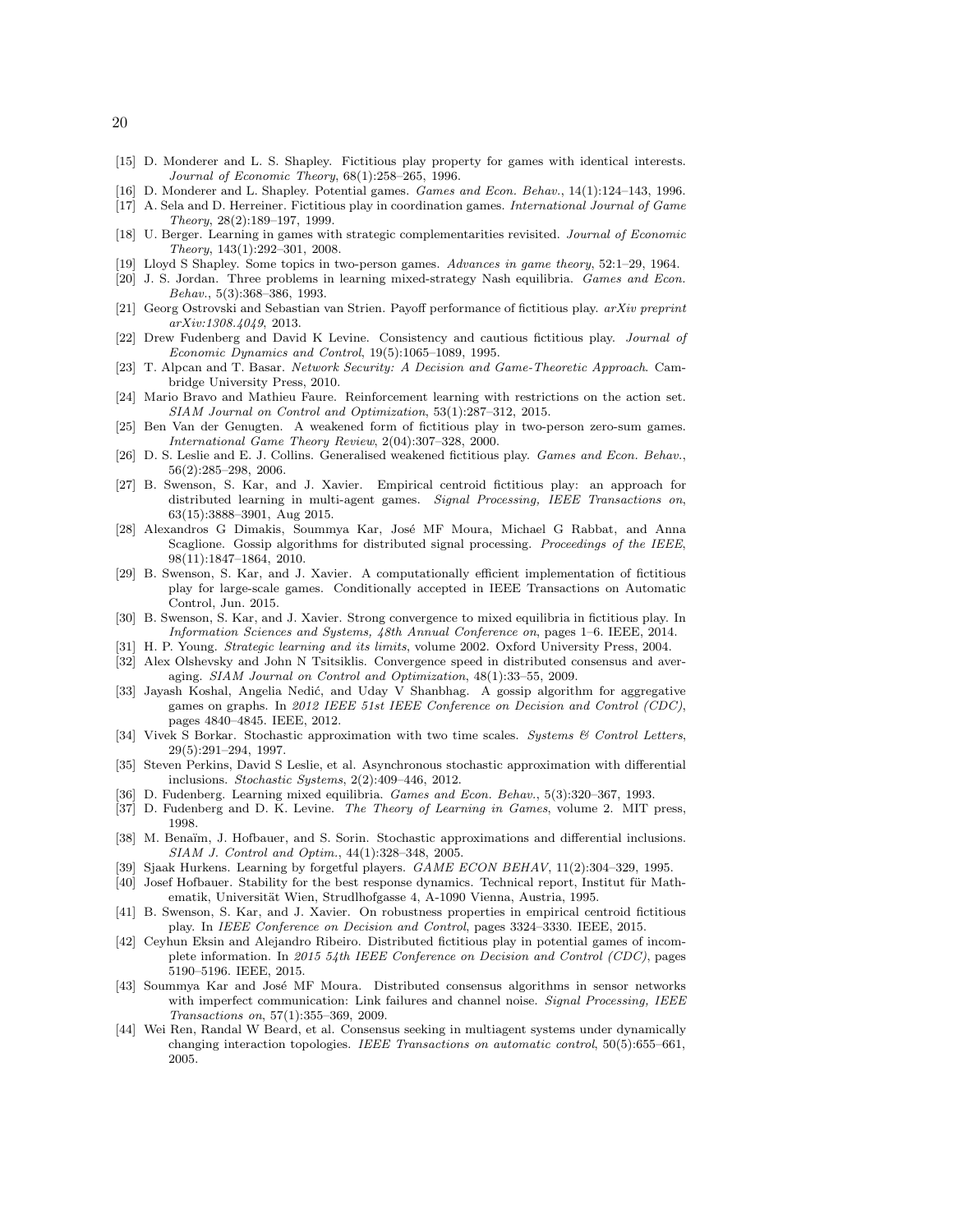[15] D. Monderer and L. S. Shapley. Fictitious play property for games with identical interests. *Journal of Economic Theory*, 68(1):258–265, 1996.

[16] D. Monderer and L. Shapley. Potential games. *Games and Econ. Behav.*, 14(1):124–143, 1996.

[17] A. Sela and D. Herreiner. Fictitious play in coordination games. *International Journal of Game Theory*, 28(2):189–197, 1999.

[18] U. Berger. Learning in games with strategic complementarities revisited. *Journal of Economic Theory*, 143(1):292–301, 2008.

[19] Lloyd S Shapley. Some topics in two-person games. *Advances in game theory*, 52:1–29, 1964.

[20] J. S. Jordan. Three problems in learning mixed-strategy Nash equilibria. *Games and Econ. Behav.*, 5(3):368–386, 1993.

[21] Georg Ostrovski and Sebastian van Strien. Payoff performance of fictitious play. *arXiv preprint arXiv:1308.4049*, 2013.

[22] Drew Fudenberg and David K Levine. Consistency and cautious fictitious play. *Journal of Economic Dynamics and Control*, 19(5):1065–1089, 1995.

[23] T. Alpcan and T. Basar. *Network Security: A Decision and Game-Theoretic Approach*. Cambridge University Press, 2010.

[24] Mario Bravo and Mathieu Faure. Reinforcement learning with restrictions on the action set. *SIAM Journal on Control and Optimization*, 53(1):287–312, 2015.

[25] Ben Van der Genugten. A weakened form of fictitious play in two-person zero-sum games. *International Game Theory Review*, 2(04):307–328, 2000.

[26] D. S. Leslie and E. J. Collins. Generalised weakened fictitious play. *Games and Econ. Behav.*, 56(2):285–298, 2006.

[27] B. Swenson, S. Kar, and J. Xavier. Empirical centroid fictitious play: an approach for distributed learning in multi-agent games. *Signal Processing, IEEE Transactions on*, 63(15):3888–3901, Aug 2015.

[28] Alexandros G Dimakis, Soummya Kar, José MF Moura, Michael G Rabbat, and Anna Scaglione. Gossip algorithms for distributed signal processing. *Proceedings of the IEEE*, 98(11):1847–1864, 2010.

[29] B. Swenson, S. Kar, and J. Xavier. A computationally efficient implementation of fictitious play for large-scale games. Conditionally accepted in IEEE Transactions on Automatic Control, Jun. 2015.

[30] B. Swenson, S. Kar, and J. Xavier. Strong convergence to mixed equilibria in fictitious play. In *Information Sciences and Systems, 48th Annual Conference on*, pages 1–6. IEEE, 2014.

[31] H. P. Young. *Strategic learning and its limits*, volume 2002. Oxford University Press, 2004.

[32] Alex Olshevsky and John N Tsitsiklis. Convergence speed in distributed consensus and averaging. *SIAM Journal on Control and Optimization*, 48(1):33–55, 2009.

[33] Jayash Koshal, Angelia Nedić, and Uday V Shanbhag. A gossip algorithm for aggregative games on graphs. In *2012 IEEE 51st IEEE Conference on Decision and Control (CDC)*, pages 4840–4845. IEEE, 2012.

[34] Vivek S Borkar. Stochastic approximation with two time scales. *Systems & Control Letters*, 29(5):291–294, 1997.

[35] Steven Perkins, David S Leslie, et al. Asynchronous stochastic approximation with differential inclusions. *Stochastic Systems*, 2(2):409–446, 2012.

[36] D. Fudenberg. Learning mixed equilibria. *Games and Econ. Behav.*, 5(3):320–367, 1993.

[37] D. Fudenberg and D. K. Levine. *The Theory of Learning in Games*, volume 2. MIT press, 1998.

[38] M. Benaïm, J. Hofbauer, and S. Sorin. Stochastic approximations and differential inclusions. *SIAM J. Control and Optim.*, 44(1):328–348, 2005.

[39] Sjaak Hurkens. Learning by forgetful players. *GAME ECON BEHAV*, 11(2):304–329, 1995.

[40] Josef Hofbauer. Stability for the best response dynamics. Technical report, Institut für Mathematik, Universität Wien, Strudlhofgasse 4, A-1090 Vienna, Austria, 1995.

[41] B. Swenson, S. Kar, and J. Xavier. On robustness properties in empirical centroid fictitious play. In *IEEE Conference on Decision and Control*, pages 3324–3330. IEEE, 2015.

[42] Ceyhun Eksin and Alejandro Ribeiro. Distributed fictitious play in potential games of incomplete information. In *2015 54th IEEE Conference on Decision and Control (CDC)*, pages 5190–5196. IEEE, 2015.

[43] Soummya Kar and José MF Moura. Distributed consensus algorithms in sensor networks with imperfect communication: Link failures and channel noise. *Signal Processing, IEEE Transactions on*, 57(1):355–369, 2009.

[44] Wei Ren, Randal W Beard, et al. Consensus seeking in multiagent systems under dynamically changing interaction topologies. *IEEE Transactions on automatic control*, 50(5):655–661, 2005.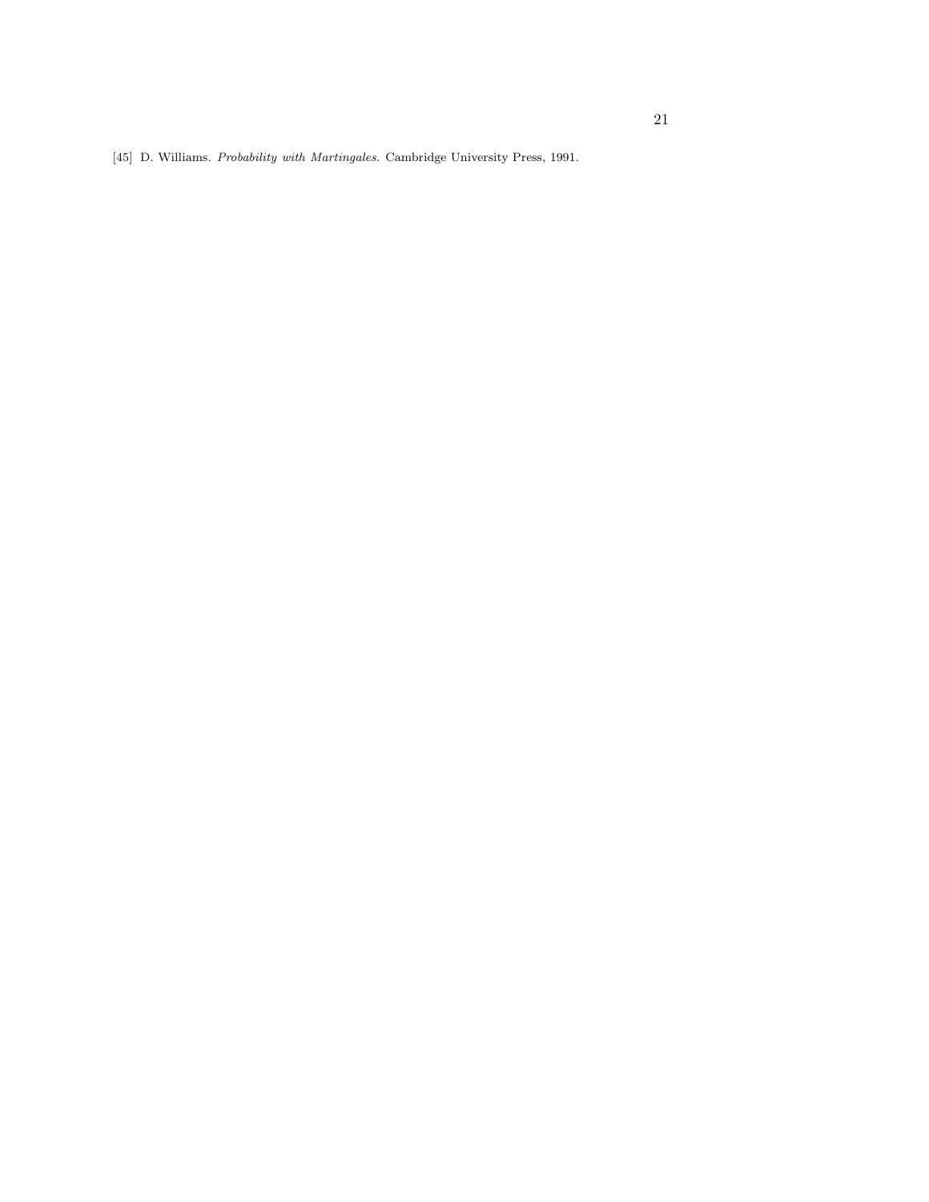[45] D. Williams. *Probability with Martingales.* Cambridge University Press, 1991.